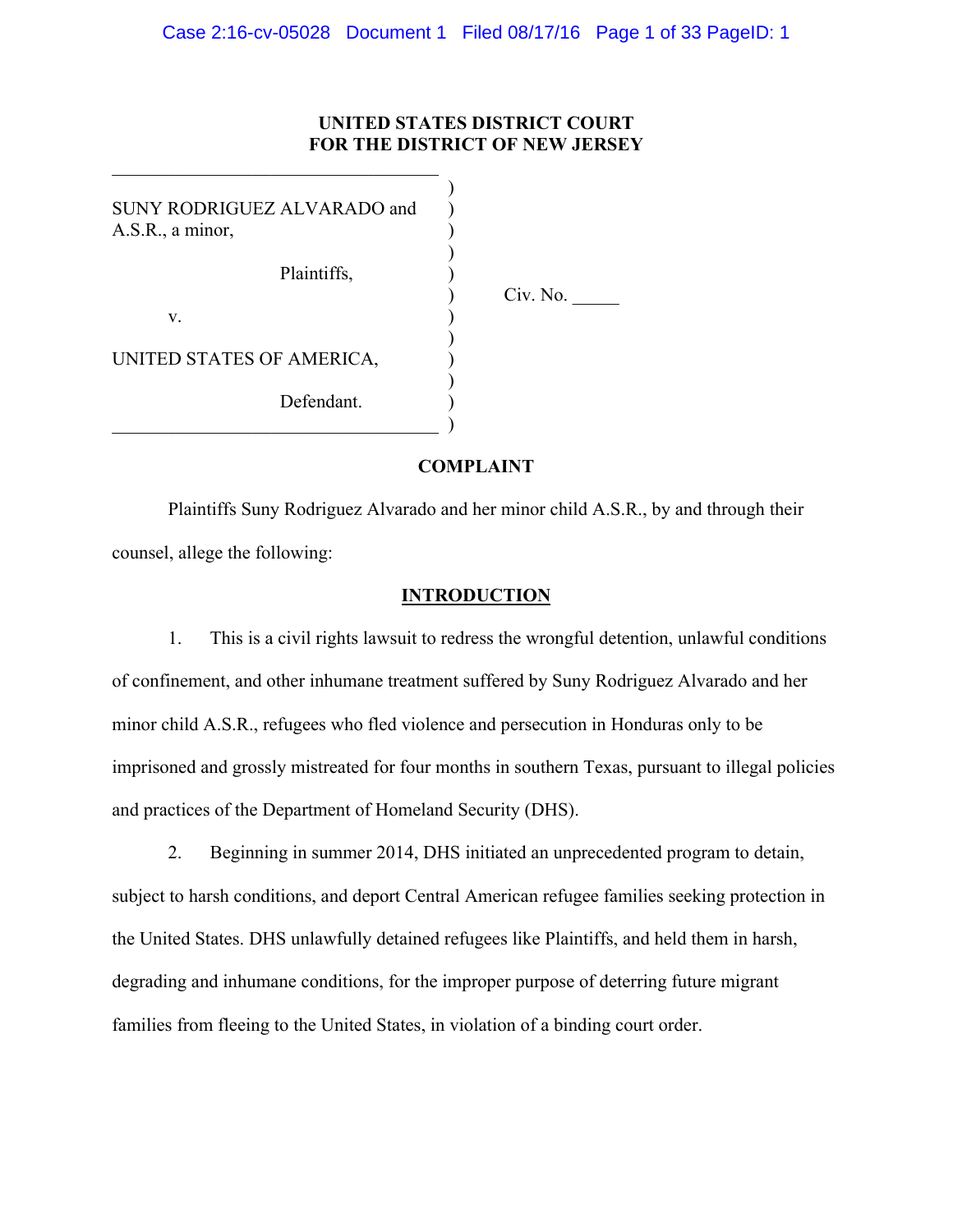**UNITED STATES DISTRICT COURT**
**FOR THE DISTRICT OF NEW JERSEY**

SUNY RODRIGUEZ ALVARADO and A.S.R., a minor,

Plaintiffs,

v.

UNITED STATES OF AMERICA,

Defendant.

Civ. No. _____

**COMPLAINT**

Plaintiffs Suny Rodriguez Alvarado and her minor child A.S.R., by and through their counsel, allege the following:

## INTRODUCTION

1. This is a civil rights lawsuit to redress the wrongful detention, unlawful conditions of confinement, and other inhumane treatment suffered by Suny Rodriguez Alvarado and her minor child A.S.R., refugees who fled violence and persecution in Honduras only to be imprisoned and grossly mistreated for four months in southern Texas, pursuant to illegal policies and practices of the Department of Homeland Security (DHS).

2. Beginning in summer 2014, DHS initiated an unprecedented program to detain, subject to harsh conditions, and deport Central American refugee families seeking protection in the United States. DHS unlawfully detained refugees like Plaintiffs, and held them in harsh, degrading and inhumane conditions, for the improper purpose of deterring future migrant families from fleeing to the United States, in violation of a binding court order.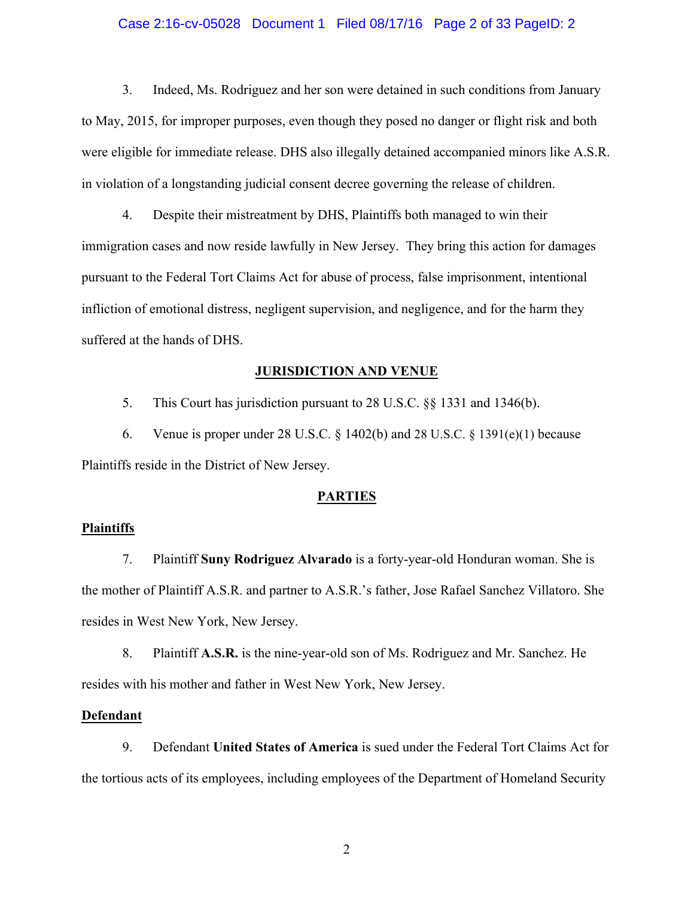3. Indeed, Ms. Rodriguez and her son were detained in such conditions from January to May, 2015, for improper purposes, even though they posed no danger or flight risk and both were eligible for immediate release. DHS also illegally detained accompanied minors like A.S.R. in violation of a longstanding judicial consent decree governing the release of children.

4. Despite their mistreatment by DHS, Plaintiffs both managed to win their immigration cases and now reside lawfully in New Jersey. They bring this action for damages pursuant to the Federal Tort Claims Act for abuse of process, false imprisonment, intentional infliction of emotional distress, negligent supervision, and negligence, and for the harm they suffered at the hands of DHS.

## JURISDICTION AND VENUE

5. This Court has jurisdiction pursuant to 28 U.S.C. §§ 1331 and 1346(b).

6. Venue is proper under 28 U.S.C. § 1402(b) and 28 U.S.C. § 1391(e)(1) because Plaintiffs reside in the District of New Jersey.

## PARTIES

### Plaintiffs

7. Plaintiff **Suny Rodriguez Alvarado** is a forty-year-old Honduran woman. She is the mother of Plaintiff A.S.R. and partner to A.S.R.'s father, Jose Rafael Sanchez Villatoro. She resides in West New York, New Jersey.

8. Plaintiff **A.S.R.** is the nine-year-old son of Ms. Rodriguez and Mr. Sanchez. He resides with his mother and father in West New York, New Jersey.

### Defendant

9. Defendant **United States of America** is sued under the Federal Tort Claims Act for the tortious acts of its employees, including employees of the Department of Homeland Security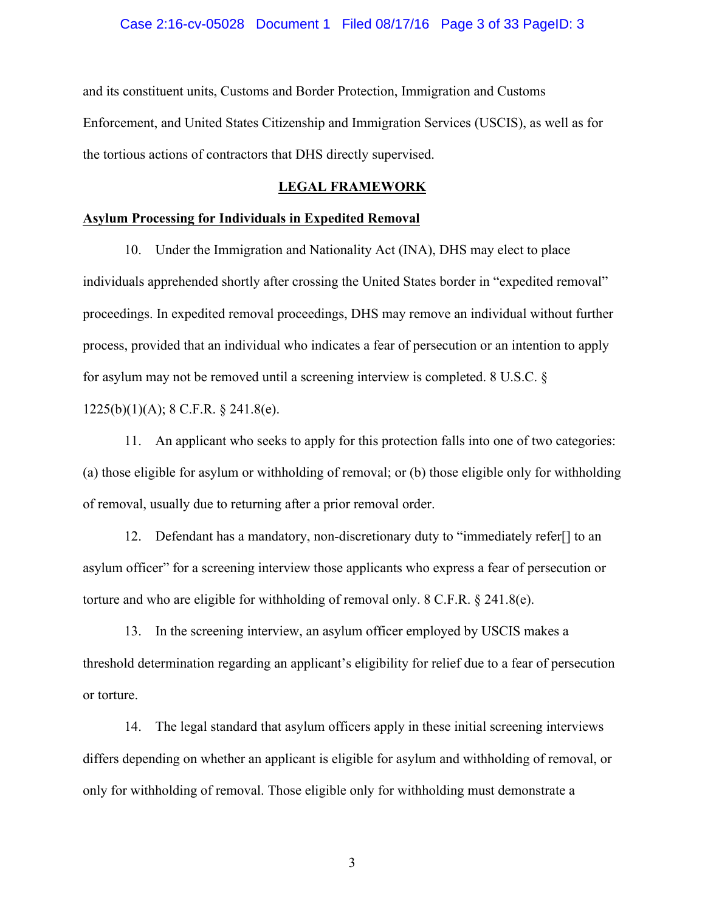and its constituent units, Customs and Border Protection, Immigration and Customs Enforcement, and United States Citizenship and Immigration Services (USCIS), as well as for the tortious actions of contractors that DHS directly supervised.

## LEGAL FRAMEWORK

### Asylum Processing for Individuals in Expedited Removal

10. Under the Immigration and Nationality Act (INA), DHS may elect to place individuals apprehended shortly after crossing the United States border in "expedited removal" proceedings. In expedited removal proceedings, DHS may remove an individual without further process, provided that an individual who indicates a fear of persecution or an intention to apply for asylum may not be removed until a screening interview is completed. 8 U.S.C. § 1225(b)(1)(A); 8 C.F.R. § 241.8(e).

11. An applicant who seeks to apply for this protection falls into one of two categories: (a) those eligible for asylum or withholding of removal; or (b) those eligible only for withholding of removal, usually due to returning after a prior removal order.

12. Defendant has a mandatory, non-discretionary duty to "immediately refer[] to an asylum officer" for a screening interview those applicants who express a fear of persecution or torture and who are eligible for withholding of removal only. 8 C.F.R. § 241.8(e).

13. In the screening interview, an asylum officer employed by USCIS makes a threshold determination regarding an applicant's eligibility for relief due to a fear of persecution or torture.

14. The legal standard that asylum officers apply in these initial screening interviews differs depending on whether an applicant is eligible for asylum and withholding of removal, or only for withholding of removal. Those eligible only for withholding must demonstrate a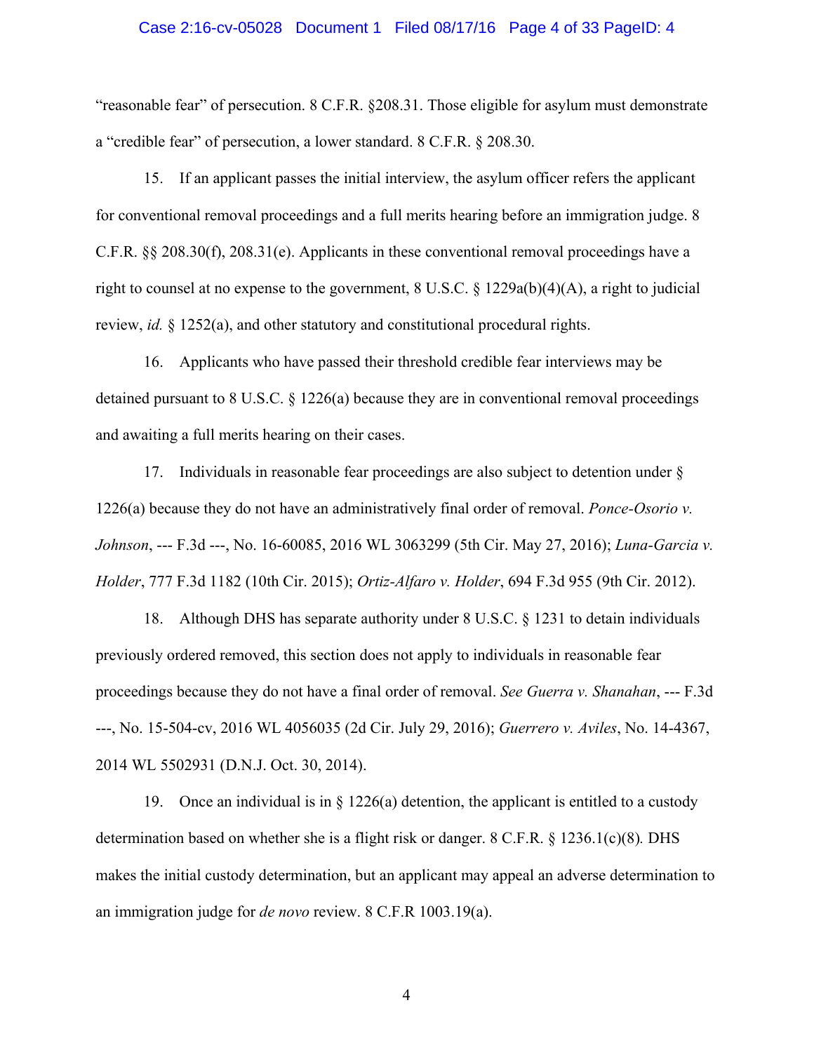"reasonable fear" of persecution. 8 C.F.R. §208.31. Those eligible for asylum must demonstrate a "credible fear" of persecution, a lower standard. 8 C.F.R. § 208.30.

15. If an applicant passes the initial interview, the asylum officer refers the applicant for conventional removal proceedings and a full merits hearing before an immigration judge. 8 C.F.R. §§ 208.30(f), 208.31(e). Applicants in these conventional removal proceedings have a right to counsel at no expense to the government, 8 U.S.C. § 1229a(b)(4)(A), a right to judicial review, *id.* § 1252(a), and other statutory and constitutional procedural rights.

16. Applicants who have passed their threshold credible fear interviews may be detained pursuant to 8 U.S.C. § 1226(a) because they are in conventional removal proceedings and awaiting a full merits hearing on their cases.

17. Individuals in reasonable fear proceedings are also subject to detention under § 1226(a) because they do not have an administratively final order of removal. *Ponce-Osorio v. Johnson*, --- F.3d ---, No. 16-60085, 2016 WL 3063299 (5th Cir. May 27, 2016); *Luna-Garcia v. Holder*, 777 F.3d 1182 (10th Cir. 2015); *Ortiz-Alfaro v. Holder*, 694 F.3d 955 (9th Cir. 2012).

18. Although DHS has separate authority under 8 U.S.C. § 1231 to detain individuals previously ordered removed, this section does not apply to individuals in reasonable fear proceedings because they do not have a final order of removal. *See Guerra v. Shanahan*, --- F.3d ---, No. 15-504-cv, 2016 WL 4056035 (2d Cir. July 29, 2016); *Guerrero v. Aviles*, No. 14-4367, 2014 WL 5502931 (D.N.J. Oct. 30, 2014).

19. Once an individual is in § 1226(a) detention, the applicant is entitled to a custody determination based on whether she is a flight risk or danger. 8 C.F.R. § 1236.1(c)(8). DHS makes the initial custody determination, but an applicant may appeal an adverse determination to an immigration judge for *de novo* review. 8 C.F.R 1003.19(a).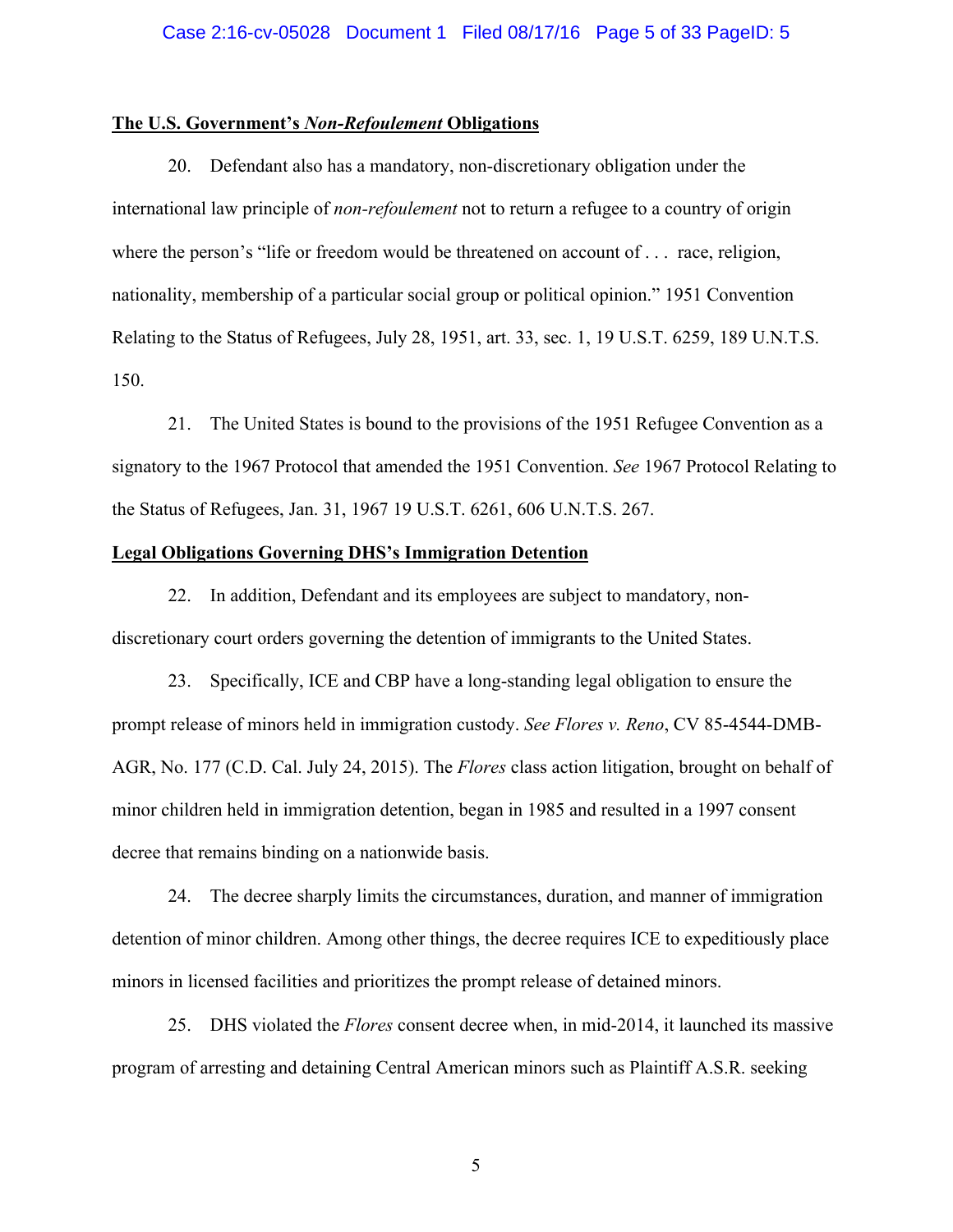**<u>The U.S. Government's *Non-Refoulement* Obligations</u>**

20. Defendant also has a mandatory, non-discretionary obligation under the international law principle of *non-refoulement* not to return a refugee to a country of origin where the person's "life or freedom would be threatened on account of . . . race, religion, nationality, membership of a particular social group or political opinion." 1951 Convention Relating to the Status of Refugees, July 28, 1951, art. 33, sec. 1, 19 U.S.T. 6259, 189 U.N.T.S. 150.

21. The United States is bound to the provisions of the 1951 Refugee Convention as a signatory to the 1967 Protocol that amended the 1951 Convention. *See* 1967 Protocol Relating to the Status of Refugees, Jan. 31, 1967 19 U.S.T. 6261, 606 U.N.T.S. 267.

**<u>Legal Obligations Governing DHS's Immigration Detention</u>**

22. In addition, Defendant and its employees are subject to mandatory, non-discretionary court orders governing the detention of immigrants to the United States.

23. Specifically, ICE and CBP have a long-standing legal obligation to ensure the prompt release of minors held in immigration custody. *See Flores v. Reno*, CV 85-4544-DMB-AGR, No. 177 (C.D. Cal. July 24, 2015). The *Flores* class action litigation, brought on behalf of minor children held in immigration detention, began in 1985 and resulted in a 1997 consent decree that remains binding on a nationwide basis.

24. The decree sharply limits the circumstances, duration, and manner of immigration detention of minor children. Among other things, the decree requires ICE to expeditiously place minors in licensed facilities and prioritizes the prompt release of detained minors.

25. DHS violated the *Flores* consent decree when, in mid-2014, it launched its massive program of arresting and detaining Central American minors such as Plaintiff A.S.R. seeking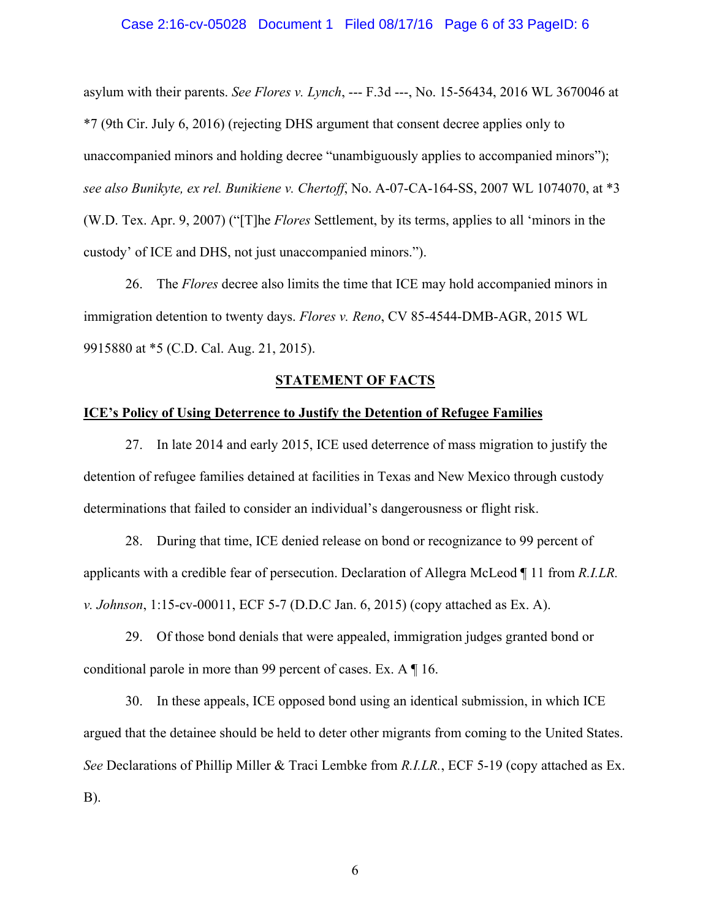asylum with their parents. *See Flores v. Lynch*, --- F.3d ---, No. 15-56434, 2016 WL 3670046 at *7 (9th Cir. July 6, 2016) (rejecting DHS argument that consent decree applies only to unaccompanied minors and holding decree "unambiguously applies to accompanied minors"); *see also Bunikyte, ex rel. Bunikiene v. Chertoff*, No. A-07-CA-164-SS, 2007 WL 1074070, at *3 (W.D. Tex. Apr. 9, 2007) ("[T]he *Flores* Settlement, by its terms, applies to all 'minors in the custody' of ICE and DHS, not just unaccompanied minors.").

26. The *Flores* decree also limits the time that ICE may hold accompanied minors in immigration detention to twenty days. *Flores v. Reno*, CV 85-4544-DMB-AGR, 2015 WL 9915880 at *5 (C.D. Cal. Aug. 21, 2015).

## STATEMENT OF FACTS

### ICE's Policy of Using Deterrence to Justify the Detention of Refugee Families

27. In late 2014 and early 2015, ICE used deterrence of mass migration to justify the detention of refugee families detained at facilities in Texas and New Mexico through custody determinations that failed to consider an individual's dangerousness or flight risk.

28. During that time, ICE denied release on bond or recognizance to 99 percent of applicants with a credible fear of persecution. Declaration of Allegra McLeod ¶ 11 from *R.I.LR. v. Johnson*, 1:15-cv-00011, ECF 5-7 (D.D.C Jan. 6, 2015) (copy attached as Ex. A).

29. Of those bond denials that were appealed, immigration judges granted bond or conditional parole in more than 99 percent of cases. Ex. A ¶ 16.

30. In these appeals, ICE opposed bond using an identical submission, in which ICE argued that the detainee should be held to deter other migrants from coming to the United States. *See* Declarations of Phillip Miller & Traci Lembke from *R.I.LR.*, ECF 5-19 (copy attached as Ex. B).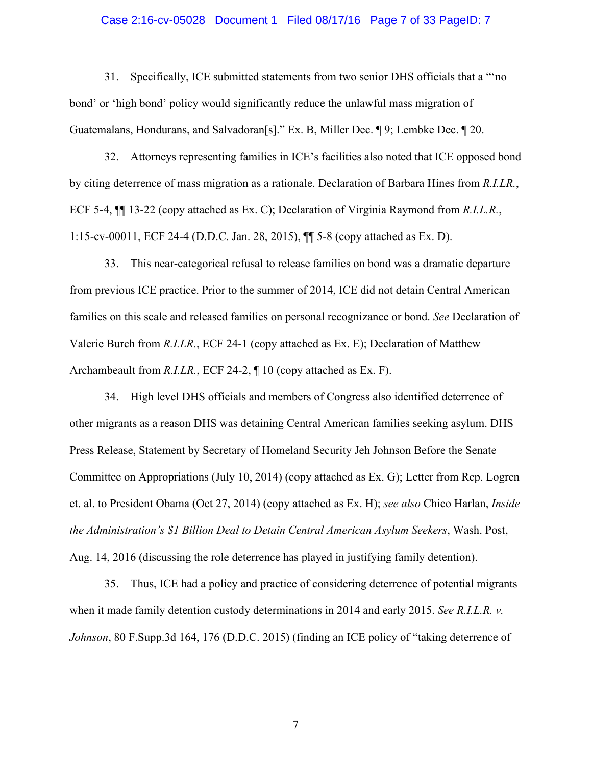31. Specifically, ICE submitted statements from two senior DHS officials that a "'no bond' or 'high bond' policy would significantly reduce the unlawful mass migration of Guatemalans, Hondurans, and Salvadoran[s]." Ex. B, Miller Dec. ¶ 9; Lembke Dec. ¶ 20.

32. Attorneys representing families in ICE's facilities also noted that ICE opposed bond by citing deterrence of mass migration as a rationale. Declaration of Barbara Hines from *R.I.LR.*, ECF 5-4, ¶¶ 13-22 (copy attached as Ex. C); Declaration of Virginia Raymond from *R.I.L.R.*, 1:15-cv-00011, ECF 24-4 (D.D.C. Jan. 28, 2015), ¶¶ 5-8 (copy attached as Ex. D).

33. This near-categorical refusal to release families on bond was a dramatic departure from previous ICE practice. Prior to the summer of 2014, ICE did not detain Central American families on this scale and released families on personal recognizance or bond. *See* Declaration of Valerie Burch from *R.I.LR.*, ECF 24-1 (copy attached as Ex. E); Declaration of Matthew Archambeault from *R.I.LR.*, ECF 24-2, ¶ 10 (copy attached as Ex. F).

34. High level DHS officials and members of Congress also identified deterrence of other migrants as a reason DHS was detaining Central American families seeking asylum. DHS Press Release, Statement by Secretary of Homeland Security Jeh Johnson Before the Senate Committee on Appropriations (July 10, 2014) (copy attached as Ex. G); Letter from Rep. Logren et. al. to President Obama (Oct 27, 2014) (copy attached as Ex. H); *see also* Chico Harlan, *Inside the Administration's $1 Billion Deal to Detain Central American Asylum Seekers*, Wash. Post, Aug. 14, 2016 (discussing the role deterrence has played in justifying family detention).

35. Thus, ICE had a policy and practice of considering deterrence of potential migrants when it made family detention custody determinations in 2014 and early 2015. *See R.I.L.R. v. Johnson*, 80 F.Supp.3d 164, 176 (D.D.C. 2015) (finding an ICE policy of "taking deterrence of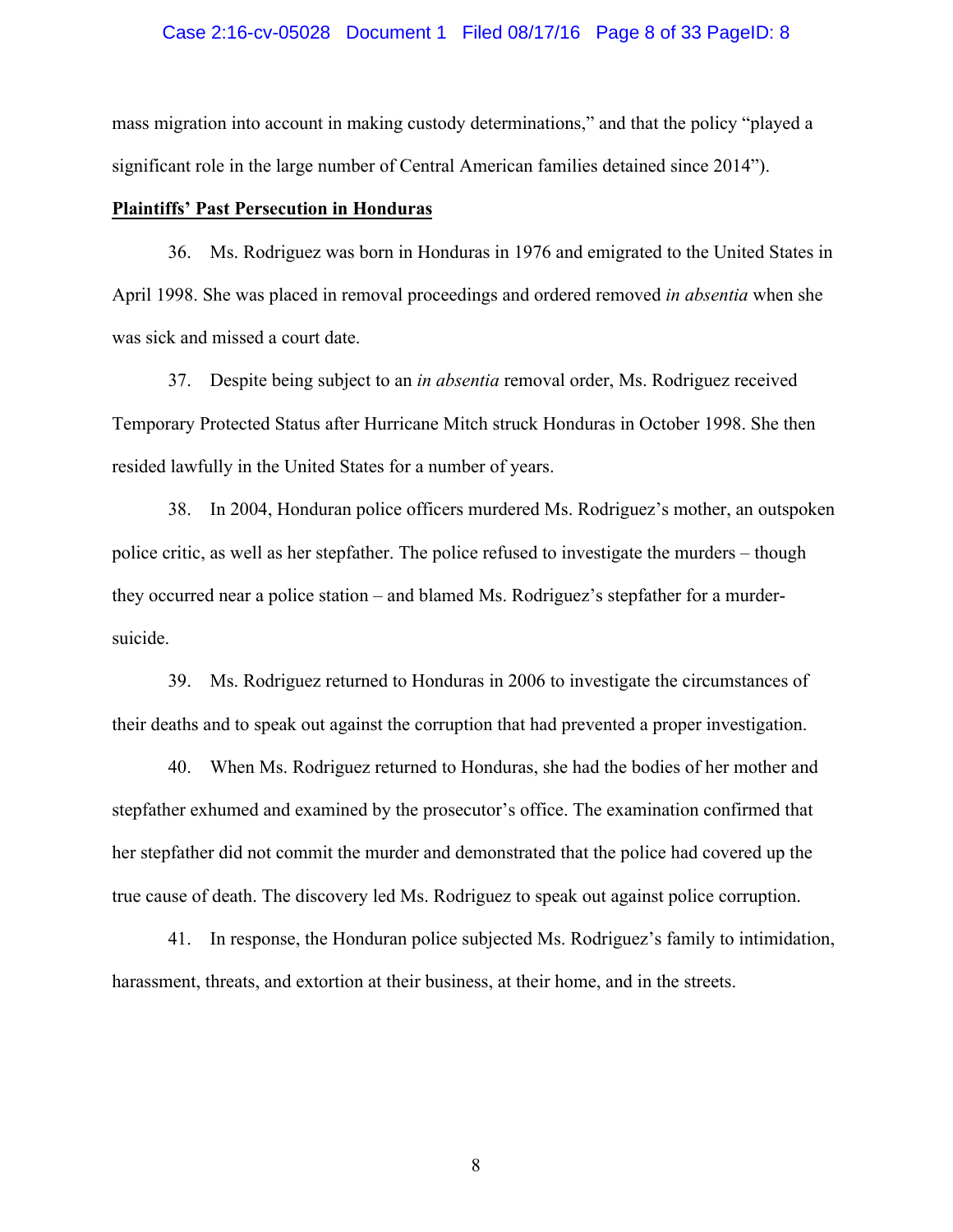mass migration into account in making custody determinations," and that the policy "played a significant role in the large number of Central American families detained since 2014").

**Plaintiffs' Past Persecution in Honduras**

36. Ms. Rodriguez was born in Honduras in 1976 and emigrated to the United States in April 1998. She was placed in removal proceedings and ordered removed *in absentia* when she was sick and missed a court date.

37. Despite being subject to an *in absentia* removal order, Ms. Rodriguez received Temporary Protected Status after Hurricane Mitch struck Honduras in October 1998. She then resided lawfully in the United States for a number of years.

38. In 2004, Honduran police officers murdered Ms. Rodriguez's mother, an outspoken police critic, as well as her stepfather. The police refused to investigate the murders – though they occurred near a police station – and blamed Ms. Rodriguez's stepfather for a murder-suicide.

39. Ms. Rodriguez returned to Honduras in 2006 to investigate the circumstances of their deaths and to speak out against the corruption that had prevented a proper investigation.

40. When Ms. Rodriguez returned to Honduras, she had the bodies of her mother and stepfather exhumed and examined by the prosecutor's office. The examination confirmed that her stepfather did not commit the murder and demonstrated that the police had covered up the true cause of death. The discovery led Ms. Rodriguez to speak out against police corruption.

41. In response, the Honduran police subjected Ms. Rodriguez's family to intimidation, harassment, threats, and extortion at their business, at their home, and in the streets.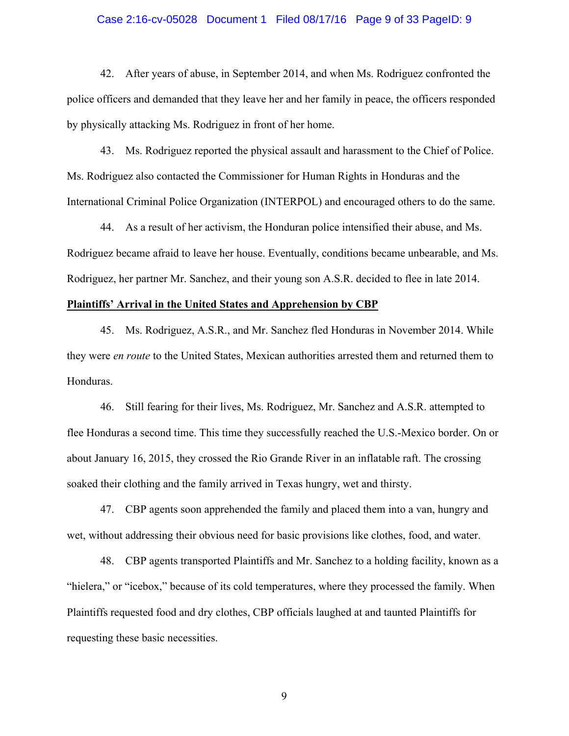42. After years of abuse, in September 2014, and when Ms. Rodriguez confronted the police officers and demanded that they leave her and her family in peace, the officers responded by physically attacking Ms. Rodriguez in front of her home.

43. Ms. Rodriguez reported the physical assault and harassment to the Chief of Police. Ms. Rodriguez also contacted the Commissioner for Human Rights in Honduras and the International Criminal Police Organization (INTERPOL) and encouraged others to do the same.

44. As a result of her activism, the Honduran police intensified their abuse, and Ms. Rodriguez became afraid to leave her house. Eventually, conditions became unbearable, and Ms. Rodriguez, her partner Mr. Sanchez, and their young son A.S.R. decided to flee in late 2014.

**<u>Plaintiffs' Arrival in the United States and Apprehension by CBP</u>**

45. Ms. Rodriguez, A.S.R., and Mr. Sanchez fled Honduras in November 2014. While they were *en route* to the United States, Mexican authorities arrested them and returned them to Honduras.

46. Still fearing for their lives, Ms. Rodriguez, Mr. Sanchez and A.S.R. attempted to flee Honduras a second time. This time they successfully reached the U.S.-Mexico border. On or about January 16, 2015, they crossed the Rio Grande River in an inflatable raft. The crossing soaked their clothing and the family arrived in Texas hungry, wet and thirsty.

47. CBP agents soon apprehended the family and placed them into a van, hungry and wet, without addressing their obvious need for basic provisions like clothes, food, and water.

48. CBP agents transported Plaintiffs and Mr. Sanchez to a holding facility, known as a "hielera," or "icebox," because of its cold temperatures, where they processed the family. When Plaintiffs requested food and dry clothes, CBP officials laughed at and taunted Plaintiffs for requesting these basic necessities.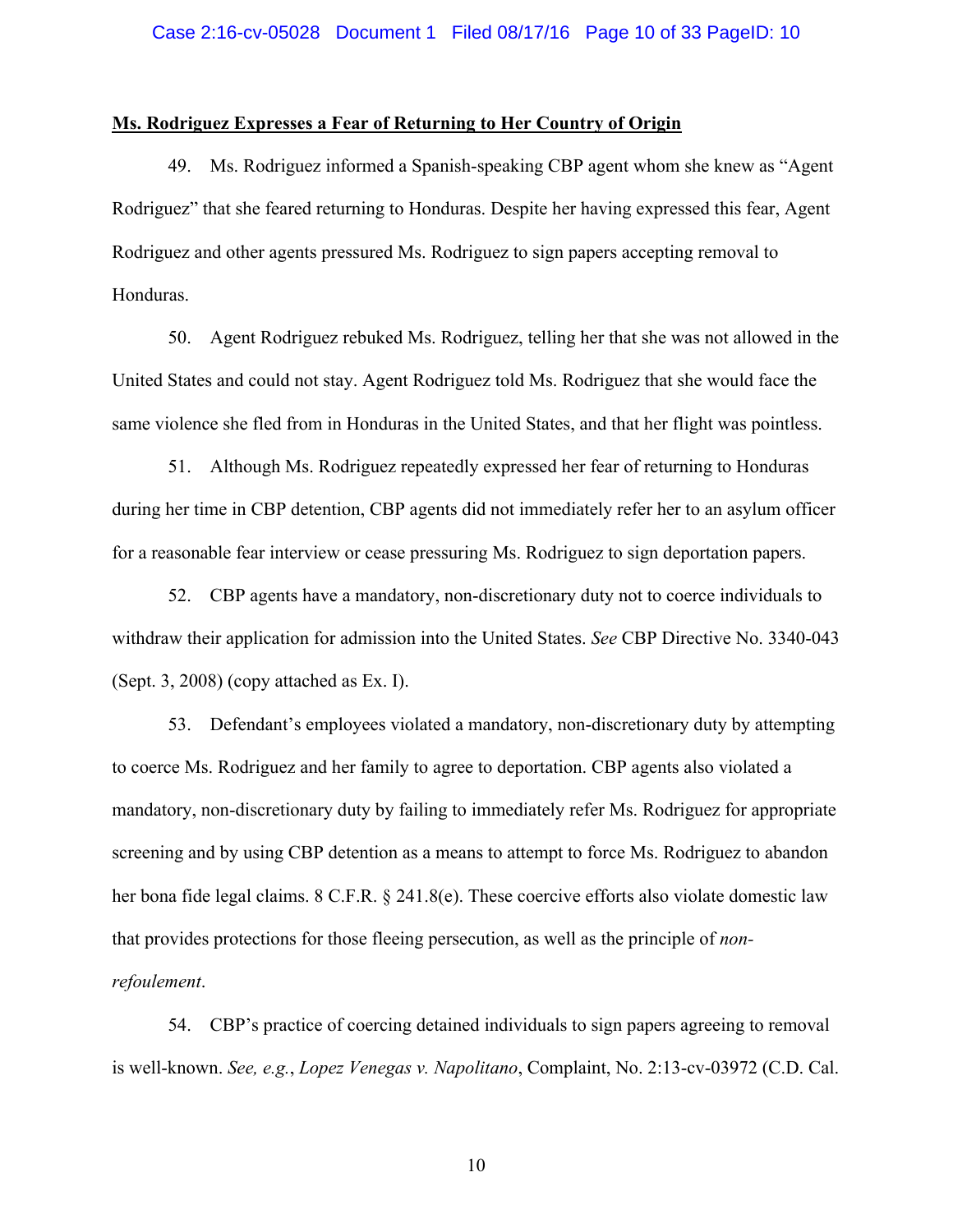**Ms. Rodriguez Expresses a Fear of Returning to Her Country of Origin**

49. Ms. Rodriguez informed a Spanish-speaking CBP agent whom she knew as "Agent Rodriguez" that she feared returning to Honduras. Despite her having expressed this fear, Agent Rodriguez and other agents pressured Ms. Rodriguez to sign papers accepting removal to Honduras.

50. Agent Rodriguez rebuked Ms. Rodriguez, telling her that she was not allowed in the United States and could not stay. Agent Rodriguez told Ms. Rodriguez that she would face the same violence she fled from in Honduras in the United States, and that her flight was pointless.

51. Although Ms. Rodriguez repeatedly expressed her fear of returning to Honduras during her time in CBP detention, CBP agents did not immediately refer her to an asylum officer for a reasonable fear interview or cease pressuring Ms. Rodriguez to sign deportation papers.

52. CBP agents have a mandatory, non-discretionary duty not to coerce individuals to withdraw their application for admission into the United States. *See* CBP Directive No. 3340-043 (Sept. 3, 2008) (copy attached as Ex. I).

53. Defendant's employees violated a mandatory, non-discretionary duty by attempting to coerce Ms. Rodriguez and her family to agree to deportation. CBP agents also violated a mandatory, non-discretionary duty by failing to immediately refer Ms. Rodriguez for appropriate screening and by using CBP detention as a means to attempt to force Ms. Rodriguez to abandon her bona fide legal claims. 8 C.F.R. § 241.8(e). These coercive efforts also violate domestic law that provides protections for those fleeing persecution, as well as the principle of *non-refoulement*.

54. CBP's practice of coercing detained individuals to sign papers agreeing to removal is well-known. *See, e.g.*, *Lopez Venegas v. Napolitano*, Complaint, No. 2:13-cv-03972 (C.D. Cal.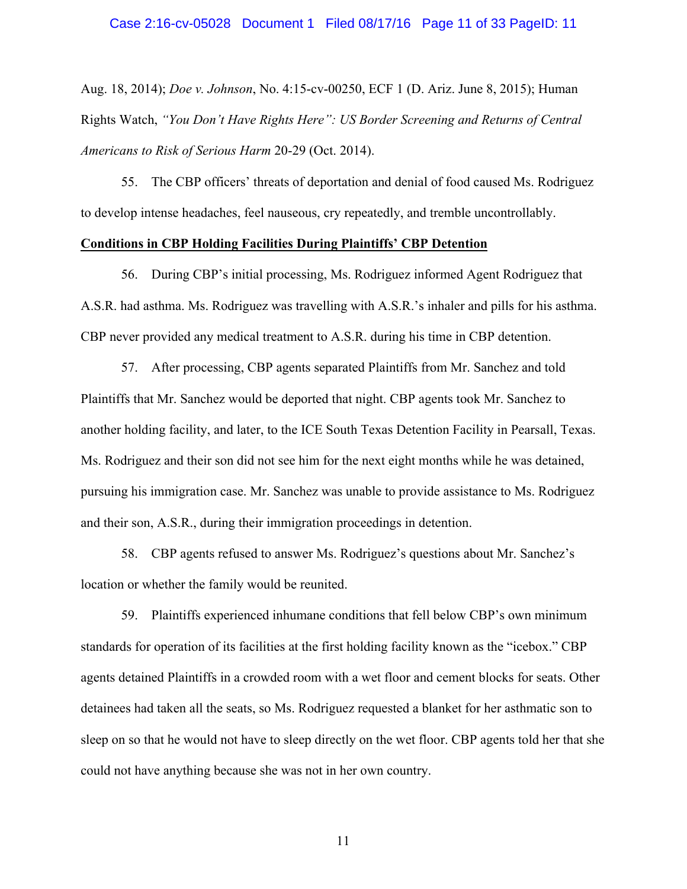Aug. 18, 2014); *Doe v. Johnson*, No. 4:15-cv-00250, ECF 1 (D. Ariz. June 8, 2015); Human Rights Watch, *"You Don't Have Rights Here": US Border Screening and Returns of Central Americans to Risk of Serious Harm* 20-29 (Oct. 2014).

55. The CBP officers' threats of deportation and denial of food caused Ms. Rodriguez to develop intense headaches, feel nauseous, cry repeatedly, and tremble uncontrollably.

**<u>Conditions in CBP Holding Facilities During Plaintiffs' CBP Detention</u>**

56. During CBP's initial processing, Ms. Rodriguez informed Agent Rodriguez that A.S.R. had asthma. Ms. Rodriguez was travelling with A.S.R.'s inhaler and pills for his asthma. CBP never provided any medical treatment to A.S.R. during his time in CBP detention.

57. After processing, CBP agents separated Plaintiffs from Mr. Sanchez and told Plaintiffs that Mr. Sanchez would be deported that night. CBP agents took Mr. Sanchez to another holding facility, and later, to the ICE South Texas Detention Facility in Pearsall, Texas. Ms. Rodriguez and their son did not see him for the next eight months while he was detained, pursuing his immigration case. Mr. Sanchez was unable to provide assistance to Ms. Rodriguez and their son, A.S.R., during their immigration proceedings in detention.

58. CBP agents refused to answer Ms. Rodriguez's questions about Mr. Sanchez's location or whether the family would be reunited.

59. Plaintiffs experienced inhumane conditions that fell below CBP's own minimum standards for operation of its facilities at the first holding facility known as the "icebox." CBP agents detained Plaintiffs in a crowded room with a wet floor and cement blocks for seats. Other detainees had taken all the seats, so Ms. Rodriguez requested a blanket for her asthmatic son to sleep on so that he would not have to sleep directly on the wet floor. CBP agents told her that she could not have anything because she was not in her own country.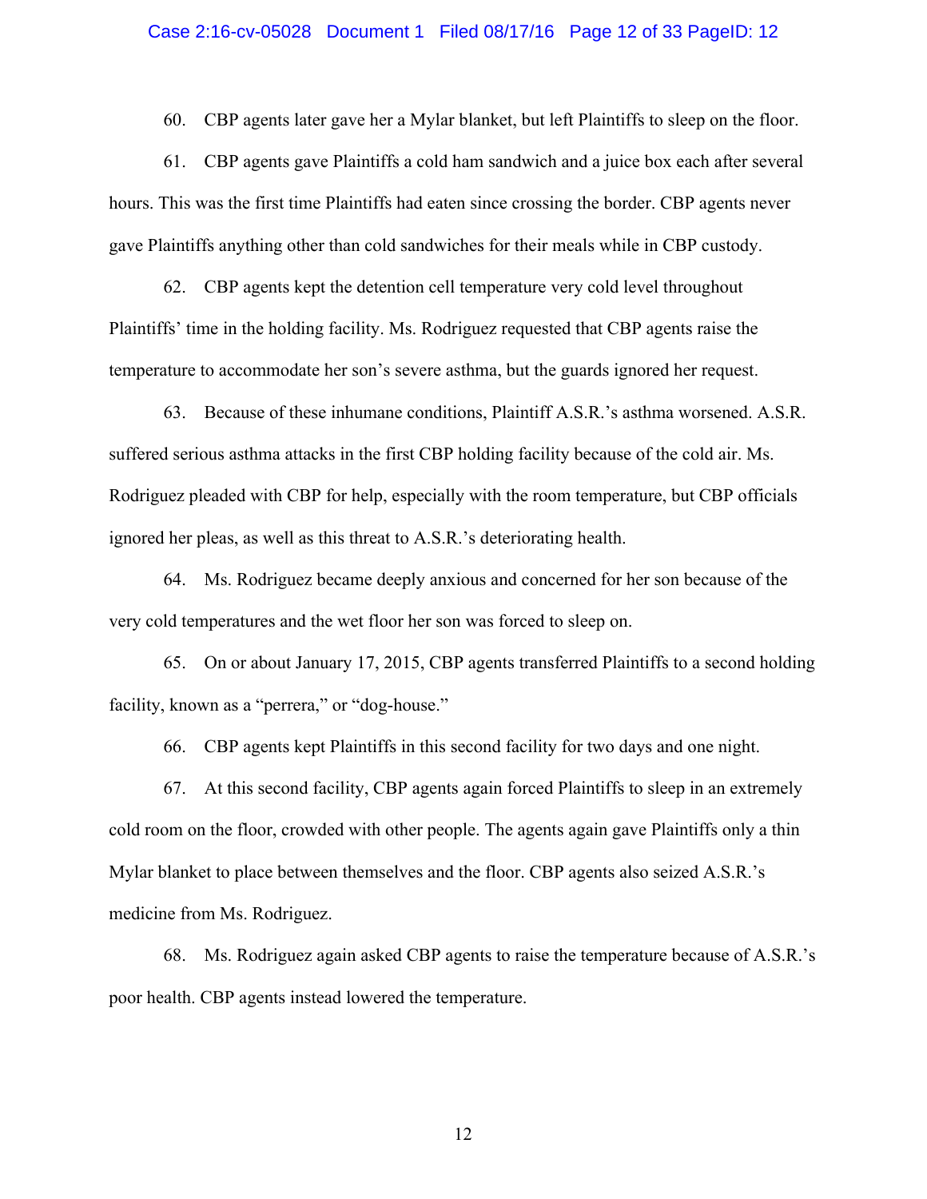60. CBP agents later gave her a Mylar blanket, but left Plaintiffs to sleep on the floor.

61. CBP agents gave Plaintiffs a cold ham sandwich and a juice box each after several hours. This was the first time Plaintiffs had eaten since crossing the border. CBP agents never gave Plaintiffs anything other than cold sandwiches for their meals while in CBP custody.

62. CBP agents kept the detention cell temperature very cold level throughout Plaintiffs' time in the holding facility. Ms. Rodriguez requested that CBP agents raise the temperature to accommodate her son's severe asthma, but the guards ignored her request.

63. Because of these inhumane conditions, Plaintiff A.S.R.'s asthma worsened. A.S.R. suffered serious asthma attacks in the first CBP holding facility because of the cold air. Ms. Rodriguez pleaded with CBP for help, especially with the room temperature, but CBP officials ignored her pleas, as well as this threat to A.S.R.'s deteriorating health.

64. Ms. Rodriguez became deeply anxious and concerned for her son because of the very cold temperatures and the wet floor her son was forced to sleep on.

65. On or about January 17, 2015, CBP agents transferred Plaintiffs to a second holding facility, known as a "perrera," or "dog-house."

66. CBP agents kept Plaintiffs in this second facility for two days and one night.

67. At this second facility, CBP agents again forced Plaintiffs to sleep in an extremely cold room on the floor, crowded with other people. The agents again gave Plaintiffs only a thin Mylar blanket to place between themselves and the floor. CBP agents also seized A.S.R.'s medicine from Ms. Rodriguez.

68. Ms. Rodriguez again asked CBP agents to raise the temperature because of A.S.R.'s poor health. CBP agents instead lowered the temperature.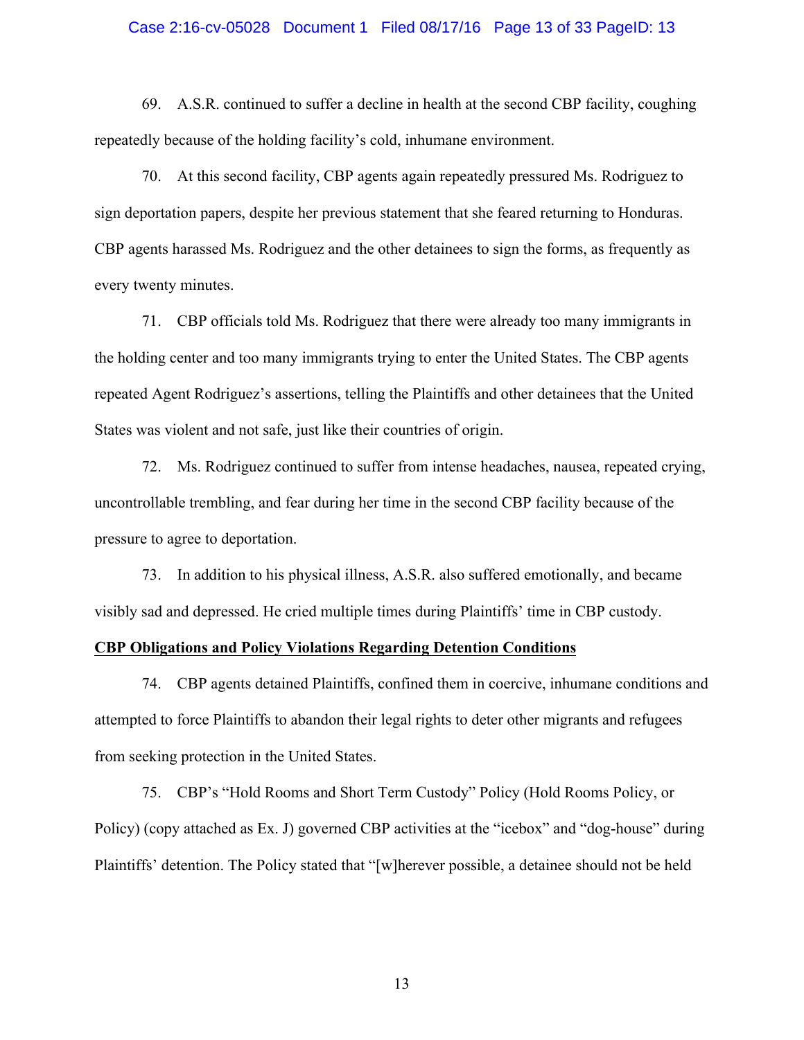69. A.S.R. continued to suffer a decline in health at the second CBP facility, coughing repeatedly because of the holding facility's cold, inhumane environment.

70. At this second facility, CBP agents again repeatedly pressured Ms. Rodriguez to sign deportation papers, despite her previous statement that she feared returning to Honduras. CBP agents harassed Ms. Rodriguez and the other detainees to sign the forms, as frequently as every twenty minutes.

71. CBP officials told Ms. Rodriguez that there were already too many immigrants in the holding center and too many immigrants trying to enter the United States. The CBP agents repeated Agent Rodriguez's assertions, telling the Plaintiffs and other detainees that the United States was violent and not safe, just like their countries of origin.

72. Ms. Rodriguez continued to suffer from intense headaches, nausea, repeated crying, uncontrollable trembling, and fear during her time in the second CBP facility because of the pressure to agree to deportation.

73. In addition to his physical illness, A.S.R. also suffered emotionally, and became visibly sad and depressed. He cried multiple times during Plaintiffs' time in CBP custody.

**CBP Obligations and Policy Violations Regarding Detention Conditions**

74. CBP agents detained Plaintiffs, confined them in coercive, inhumane conditions and attempted to force Plaintiffs to abandon their legal rights to deter other migrants and refugees from seeking protection in the United States.

75. CBP's "Hold Rooms and Short Term Custody" Policy (Hold Rooms Policy, or Policy) (copy attached as Ex. J) governed CBP activities at the "icebox" and "dog-house" during Plaintiffs' detention. The Policy stated that "[w]herever possible, a detainee should not be held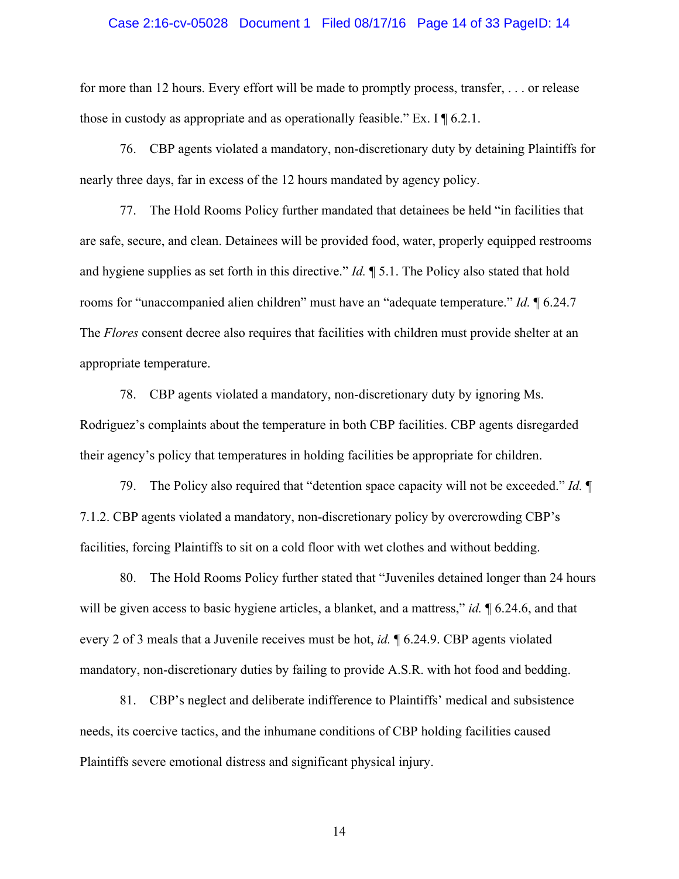for more than 12 hours. Every effort will be made to promptly process, transfer, . . . or release those in custody as appropriate and as operationally feasible." Ex. I ¶ 6.2.1.

76. CBP agents violated a mandatory, non-discretionary duty by detaining Plaintiffs for nearly three days, far in excess of the 12 hours mandated by agency policy.

77. The Hold Rooms Policy further mandated that detainees be held "in facilities that are safe, secure, and clean. Detainees will be provided food, water, properly equipped restrooms and hygiene supplies as set forth in this directive." *Id.* ¶ 5.1. The Policy also stated that hold rooms for "unaccompanied alien children" must have an "adequate temperature." *Id.* ¶ 6.24.7 The *Flores* consent decree also requires that facilities with children must provide shelter at an appropriate temperature.

78. CBP agents violated a mandatory, non-discretionary duty by ignoring Ms. Rodriguez's complaints about the temperature in both CBP facilities. CBP agents disregarded their agency's policy that temperatures in holding facilities be appropriate for children.

79. The Policy also required that "detention space capacity will not be exceeded." *Id.* ¶ 7.1.2. CBP agents violated a mandatory, non-discretionary policy by overcrowding CBP's facilities, forcing Plaintiffs to sit on a cold floor with wet clothes and without bedding.

80. The Hold Rooms Policy further stated that "Juveniles detained longer than 24 hours will be given access to basic hygiene articles, a blanket, and a mattress," *id.* ¶ 6.24.6, and that every 2 of 3 meals that a Juvenile receives must be hot, *id.* ¶ 6.24.9. CBP agents violated mandatory, non-discretionary duties by failing to provide A.S.R. with hot food and bedding.

81. CBP's neglect and deliberate indifference to Plaintiffs' medical and subsistence needs, its coercive tactics, and the inhumane conditions of CBP holding facilities caused Plaintiffs severe emotional distress and significant physical injury.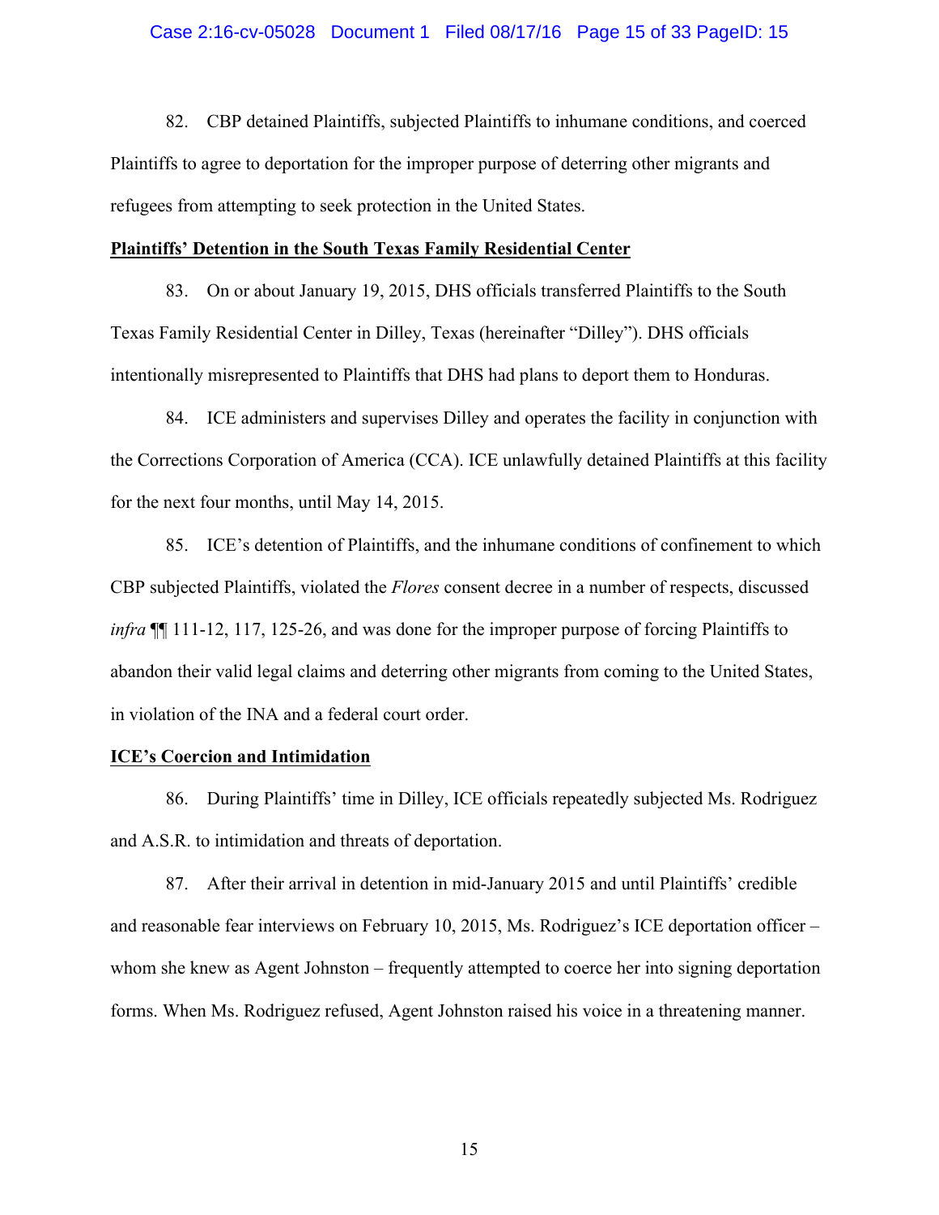82. CBP detained Plaintiffs, subjected Plaintiffs to inhumane conditions, and coerced Plaintiffs to agree to deportation for the improper purpose of deterring other migrants and refugees from attempting to seek protection in the United States.

**<u>Plaintiffs' Detention in the South Texas Family Residential Center</u>**

83. On or about January 19, 2015, DHS officials transferred Plaintiffs to the South Texas Family Residential Center in Dilley, Texas (hereinafter "Dilley"). DHS officials intentionally misrepresented to Plaintiffs that DHS had plans to deport them to Honduras.

84. ICE administers and supervises Dilley and operates the facility in conjunction with the Corrections Corporation of America (CCA). ICE unlawfully detained Plaintiffs at this facility for the next four months, until May 14, 2015.

85. ICE's detention of Plaintiffs, and the inhumane conditions of confinement to which CBP subjected Plaintiffs, violated the *Flores* consent decree in a number of respects, discussed *infra* ¶¶ 111-12, 117, 125-26, and was done for the improper purpose of forcing Plaintiffs to abandon their valid legal claims and deterring other migrants from coming to the United States, in violation of the INA and a federal court order.

**<u>ICE's Coercion and Intimidation</u>**

86. During Plaintiffs' time in Dilley, ICE officials repeatedly subjected Ms. Rodriguez and A.S.R. to intimidation and threats of deportation.

87. After their arrival in detention in mid-January 2015 and until Plaintiffs' credible and reasonable fear interviews on February 10, 2015, Ms. Rodriguez's ICE deportation officer – whom she knew as Agent Johnston – frequently attempted to coerce her into signing deportation forms. When Ms. Rodriguez refused, Agent Johnston raised his voice in a threatening manner.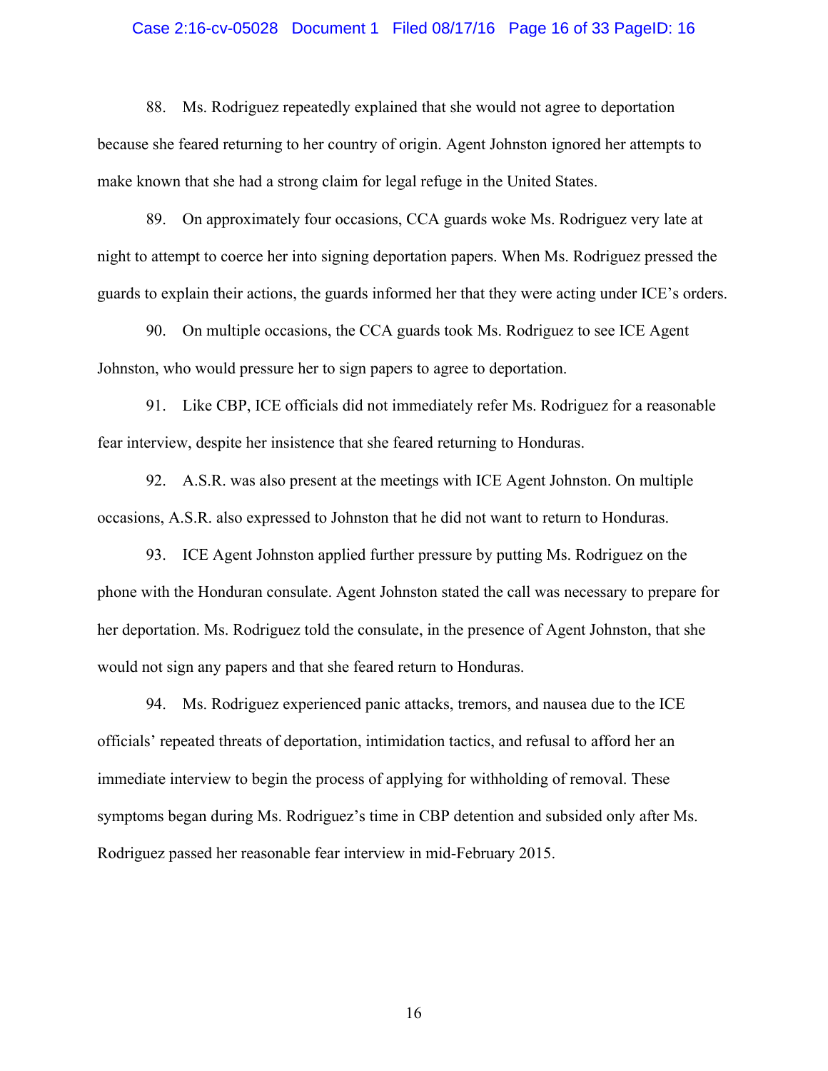88. Ms. Rodriguez repeatedly explained that she would not agree to deportation because she feared returning to her country of origin. Agent Johnston ignored her attempts to make known that she had a strong claim for legal refuge in the United States.

89. On approximately four occasions, CCA guards woke Ms. Rodriguez very late at night to attempt to coerce her into signing deportation papers. When Ms. Rodriguez pressed the guards to explain their actions, the guards informed her that they were acting under ICE's orders.

90. On multiple occasions, the CCA guards took Ms. Rodriguez to see ICE Agent Johnston, who would pressure her to sign papers to agree to deportation.

91. Like CBP, ICE officials did not immediately refer Ms. Rodriguez for a reasonable fear interview, despite her insistence that she feared returning to Honduras.

92. A.S.R. was also present at the meetings with ICE Agent Johnston. On multiple occasions, A.S.R. also expressed to Johnston that he did not want to return to Honduras.

93. ICE Agent Johnston applied further pressure by putting Ms. Rodriguez on the phone with the Honduran consulate. Agent Johnston stated the call was necessary to prepare for her deportation. Ms. Rodriguez told the consulate, in the presence of Agent Johnston, that she would not sign any papers and that she feared return to Honduras.

94. Ms. Rodriguez experienced panic attacks, tremors, and nausea due to the ICE officials' repeated threats of deportation, intimidation tactics, and refusal to afford her an immediate interview to begin the process of applying for withholding of removal. These symptoms began during Ms. Rodriguez's time in CBP detention and subsided only after Ms. Rodriguez passed her reasonable fear interview in mid-February 2015.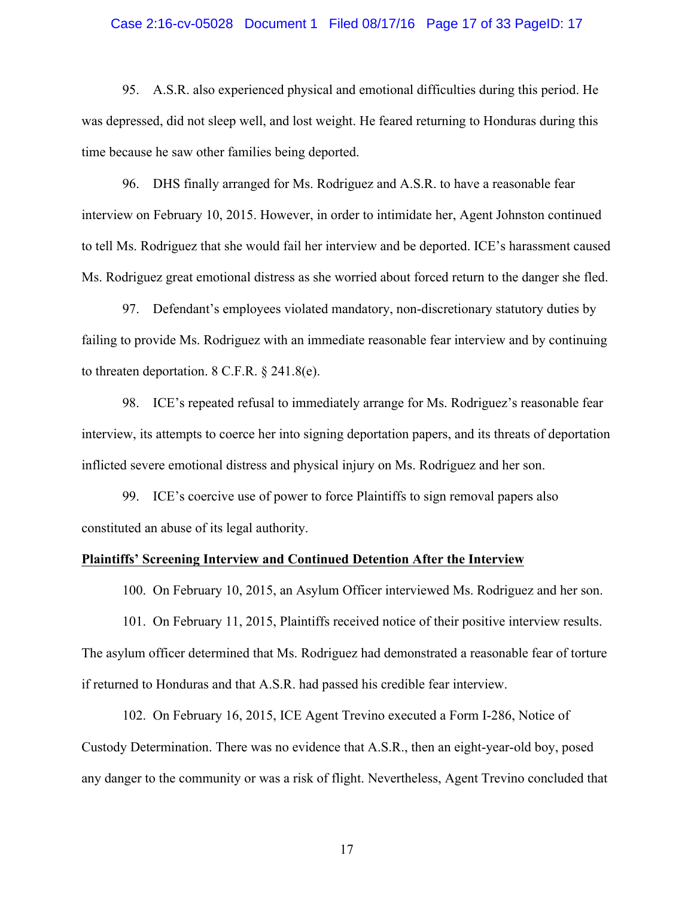95. A.S.R. also experienced physical and emotional difficulties during this period. He was depressed, did not sleep well, and lost weight. He feared returning to Honduras during this time because he saw other families being deported.

96. DHS finally arranged for Ms. Rodriguez and A.S.R. to have a reasonable fear interview on February 10, 2015. However, in order to intimidate her, Agent Johnston continued to tell Ms. Rodriguez that she would fail her interview and be deported. ICE's harassment caused Ms. Rodriguez great emotional distress as she worried about forced return to the danger she fled.

97. Defendant's employees violated mandatory, non-discretionary statutory duties by failing to provide Ms. Rodriguez with an immediate reasonable fear interview and by continuing to threaten deportation. 8 C.F.R. § 241.8(e).

98. ICE's repeated refusal to immediately arrange for Ms. Rodriguez's reasonable fear interview, its attempts to coerce her into signing deportation papers, and its threats of deportation inflicted severe emotional distress and physical injury on Ms. Rodriguez and her son.

99. ICE's coercive use of power to force Plaintiffs to sign removal papers also constituted an abuse of its legal authority.

**<u>Plaintiffs' Screening Interview and Continued Detention After the Interview</u>**

100. On February 10, 2015, an Asylum Officer interviewed Ms. Rodriguez and her son.

101. On February 11, 2015, Plaintiffs received notice of their positive interview results. The asylum officer determined that Ms. Rodriguez had demonstrated a reasonable fear of torture if returned to Honduras and that A.S.R. had passed his credible fear interview.

102. On February 16, 2015, ICE Agent Trevino executed a Form I-286, Notice of Custody Determination. There was no evidence that A.S.R., then an eight-year-old boy, posed any danger to the community or was a risk of flight. Nevertheless, Agent Trevino concluded that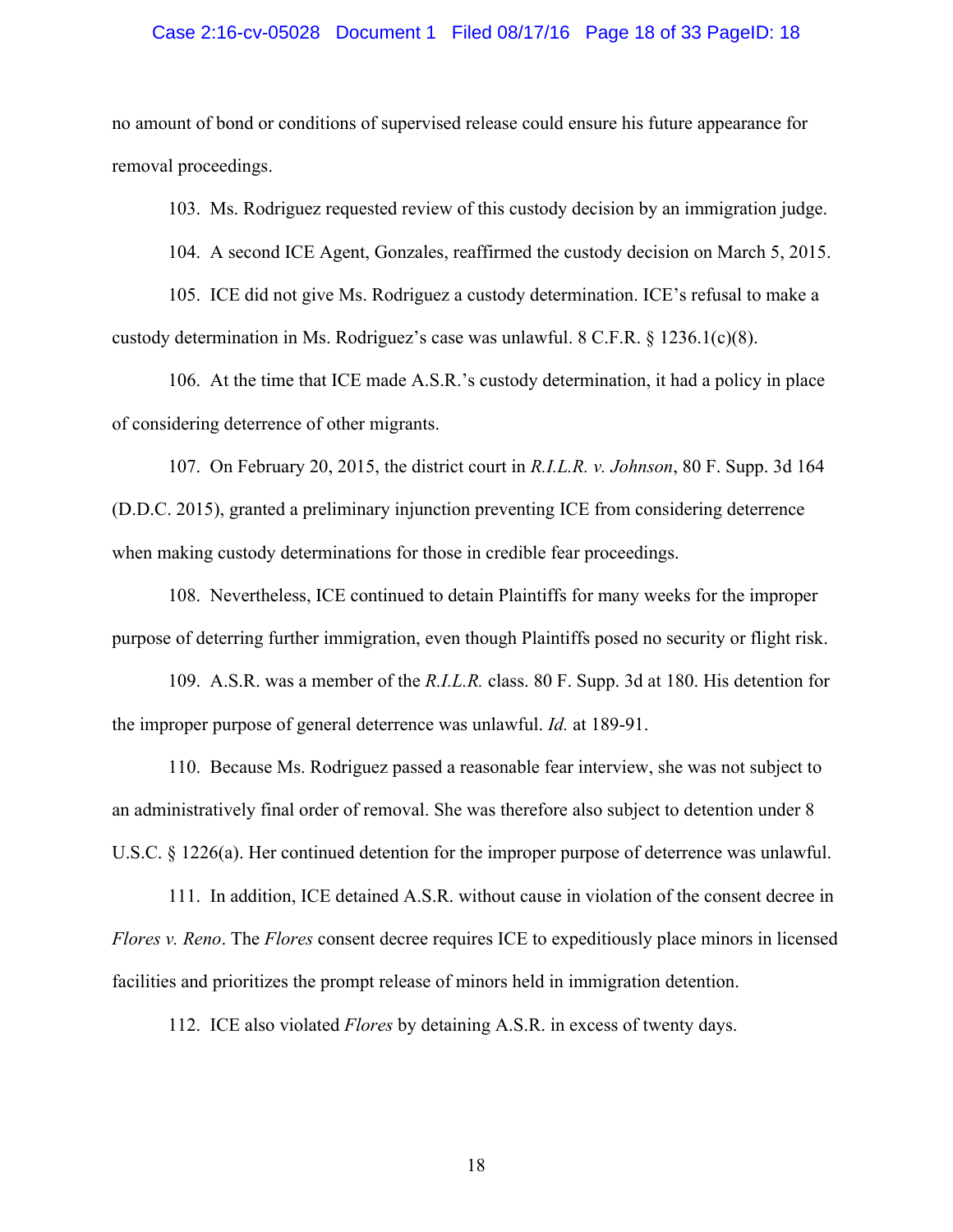no amount of bond or conditions of supervised release could ensure his future appearance for removal proceedings.

103. Ms. Rodriguez requested review of this custody decision by an immigration judge.

104. A second ICE Agent, Gonzales, reaffirmed the custody decision on March 5, 2015.

105. ICE did not give Ms. Rodriguez a custody determination. ICE's refusal to make a custody determination in Ms. Rodriguez's case was unlawful. 8 C.F.R. § 1236.1(c)(8).

106. At the time that ICE made A.S.R.'s custody determination, it had a policy in place of considering deterrence of other migrants.

107. On February 20, 2015, the district court in *R.I.L.R. v. Johnson*, 80 F. Supp. 3d 164 (D.D.C. 2015), granted a preliminary injunction preventing ICE from considering deterrence when making custody determinations for those in credible fear proceedings.

108. Nevertheless, ICE continued to detain Plaintiffs for many weeks for the improper purpose of deterring further immigration, even though Plaintiffs posed no security or flight risk.

109. A.S.R. was a member of the *R.I.L.R.* class. 80 F. Supp. 3d at 180. His detention for the improper purpose of general deterrence was unlawful. *Id.* at 189-91.

110. Because Ms. Rodriguez passed a reasonable fear interview, she was not subject to an administratively final order of removal. She was therefore also subject to detention under 8 U.S.C. § 1226(a). Her continued detention for the improper purpose of deterrence was unlawful.

111. In addition, ICE detained A.S.R. without cause in violation of the consent decree in *Flores v. Reno*. The *Flores* consent decree requires ICE to expeditiously place minors in licensed facilities and prioritizes the prompt release of minors held in immigration detention.

112. ICE also violated *Flores* by detaining A.S.R. in excess of twenty days.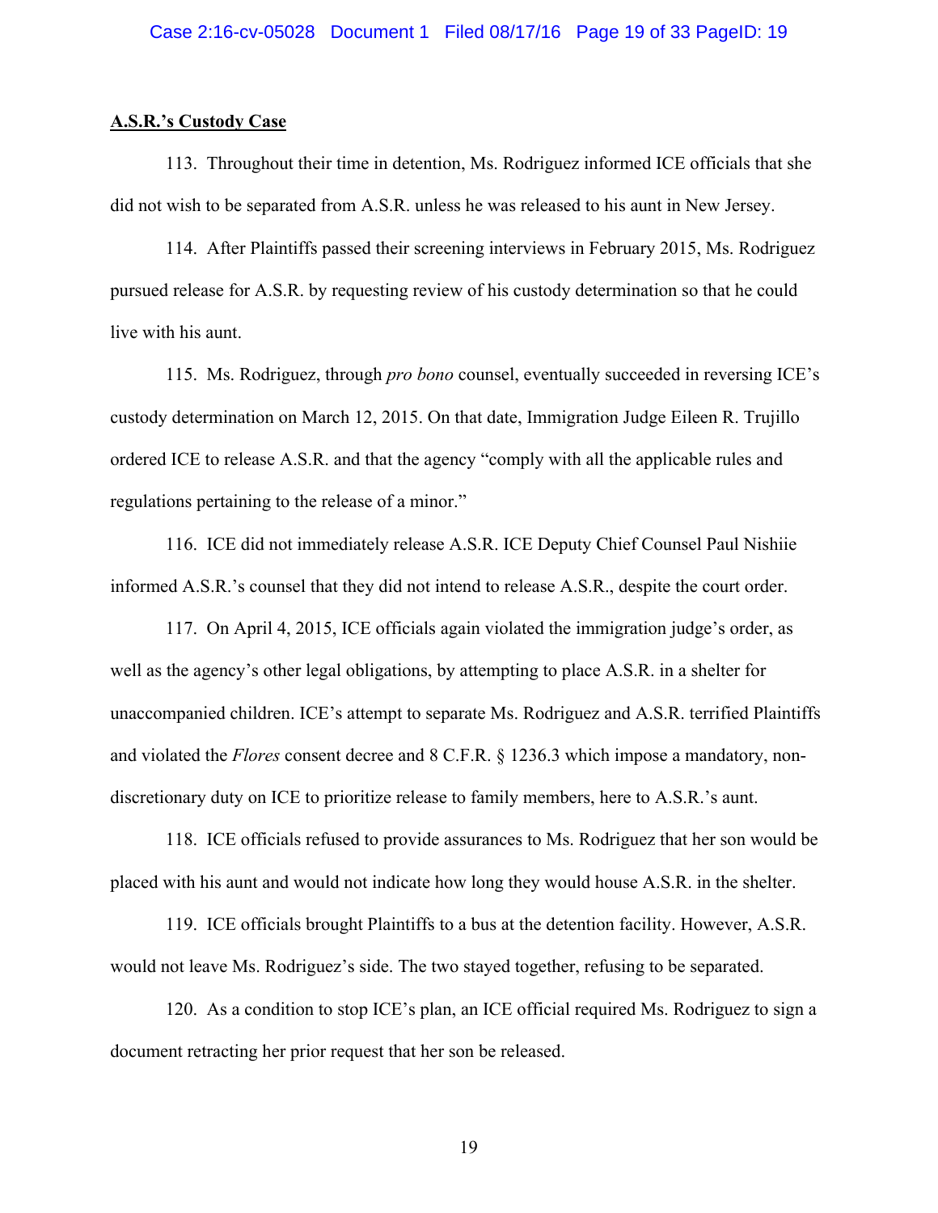**A.S.R.'s Custody Case**

113. Throughout their time in detention, Ms. Rodriguez informed ICE officials that she did not wish to be separated from A.S.R. unless he was released to his aunt in New Jersey.

114. After Plaintiffs passed their screening interviews in February 2015, Ms. Rodriguez pursued release for A.S.R. by requesting review of his custody determination so that he could live with his aunt.

115. Ms. Rodriguez, through *pro bono* counsel, eventually succeeded in reversing ICE's custody determination on March 12, 2015. On that date, Immigration Judge Eileen R. Trujillo ordered ICE to release A.S.R. and that the agency "comply with all the applicable rules and regulations pertaining to the release of a minor."

116. ICE did not immediately release A.S.R. ICE Deputy Chief Counsel Paul Nishiie informed A.S.R.'s counsel that they did not intend to release A.S.R., despite the court order.

117. On April 4, 2015, ICE officials again violated the immigration judge's order, as well as the agency's other legal obligations, by attempting to place A.S.R. in a shelter for unaccompanied children. ICE's attempt to separate Ms. Rodriguez and A.S.R. terrified Plaintiffs and violated the *Flores* consent decree and 8 C.F.R. § 1236.3 which impose a mandatory, non-discretionary duty on ICE to prioritize release to family members, here to A.S.R.'s aunt.

118. ICE officials refused to provide assurances to Ms. Rodriguez that her son would be placed with his aunt and would not indicate how long they would house A.S.R. in the shelter.

119. ICE officials brought Plaintiffs to a bus at the detention facility. However, A.S.R. would not leave Ms. Rodriguez's side. The two stayed together, refusing to be separated.

120. As a condition to stop ICE's plan, an ICE official required Ms. Rodriguez to sign a document retracting her prior request that her son be released.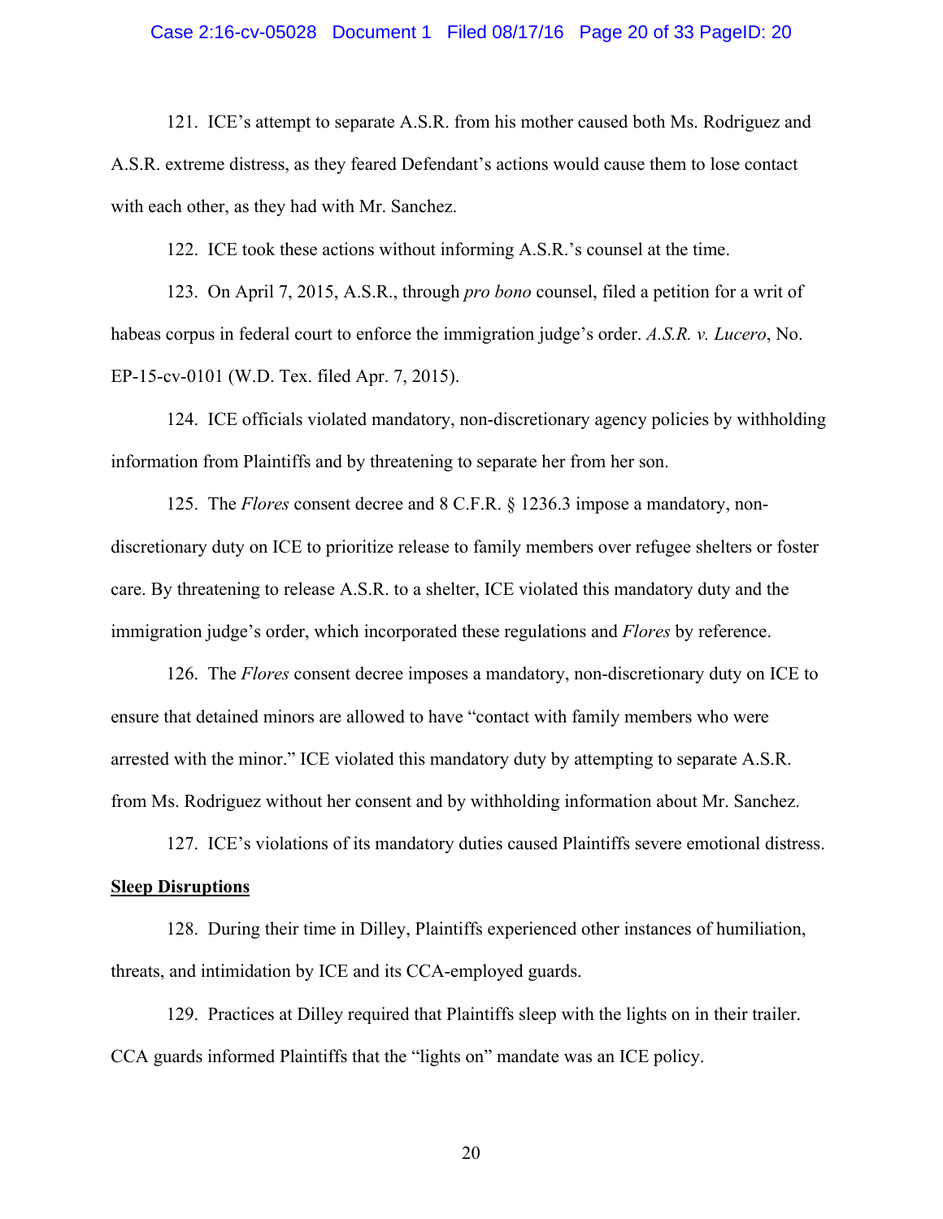121. ICE's attempt to separate A.S.R. from his mother caused both Ms. Rodriguez and A.S.R. extreme distress, as they feared Defendant's actions would cause them to lose contact with each other, as they had with Mr. Sanchez.

122. ICE took these actions without informing A.S.R.'s counsel at the time.

123. On April 7, 2015, A.S.R., through *pro bono* counsel, filed a petition for a writ of habeas corpus in federal court to enforce the immigration judge's order. *A.S.R. v. Lucero*, No. EP-15-cv-0101 (W.D. Tex. filed Apr. 7, 2015).

124. ICE officials violated mandatory, non-discretionary agency policies by withholding information from Plaintiffs and by threatening to separate her from her son.

125. The *Flores* consent decree and 8 C.F.R. § 1236.3 impose a mandatory, non-discretionary duty on ICE to prioritize release to family members over refugee shelters or foster care. By threatening to release A.S.R. to a shelter, ICE violated this mandatory duty and the immigration judge's order, which incorporated these regulations and *Flores* by reference.

126. The *Flores* consent decree imposes a mandatory, non-discretionary duty on ICE to ensure that detained minors are allowed to have "contact with family members who were arrested with the minor." ICE violated this mandatory duty by attempting to separate A.S.R. from Ms. Rodriguez without her consent and by withholding information about Mr. Sanchez.

127. ICE's violations of its mandatory duties caused Plaintiffs severe emotional distress.

**Sleep Disruptions**

128. During their time in Dilley, Plaintiffs experienced other instances of humiliation, threats, and intimidation by ICE and its CCA-employed guards.

129. Practices at Dilley required that Plaintiffs sleep with the lights on in their trailer. CCA guards informed Plaintiffs that the "lights on" mandate was an ICE policy.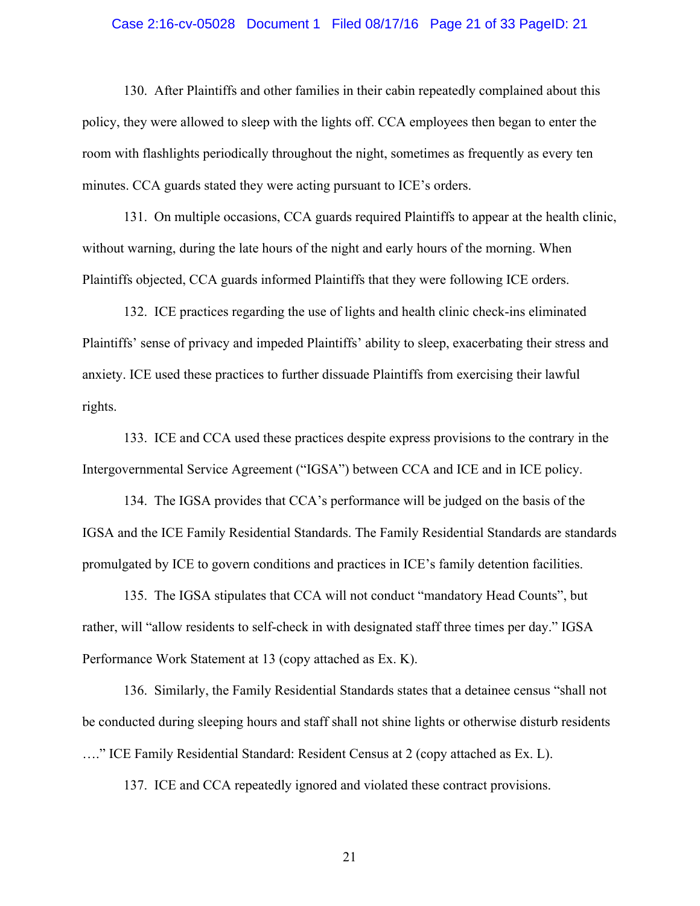130. After Plaintiffs and other families in their cabin repeatedly complained about this policy, they were allowed to sleep with the lights off. CCA employees then began to enter the room with flashlights periodically throughout the night, sometimes as frequently as every ten minutes. CCA guards stated they were acting pursuant to ICE's orders.

131. On multiple occasions, CCA guards required Plaintiffs to appear at the health clinic, without warning, during the late hours of the night and early hours of the morning. When Plaintiffs objected, CCA guards informed Plaintiffs that they were following ICE orders.

132. ICE practices regarding the use of lights and health clinic check-ins eliminated Plaintiffs' sense of privacy and impeded Plaintiffs' ability to sleep, exacerbating their stress and anxiety. ICE used these practices to further dissuade Plaintiffs from exercising their lawful rights.

133. ICE and CCA used these practices despite express provisions to the contrary in the Intergovernmental Service Agreement ("IGSA") between CCA and ICE and in ICE policy.

134. The IGSA provides that CCA's performance will be judged on the basis of the IGSA and the ICE Family Residential Standards. The Family Residential Standards are standards promulgated by ICE to govern conditions and practices in ICE's family detention facilities.

135. The IGSA stipulates that CCA will not conduct "mandatory Head Counts", but rather, will "allow residents to self-check in with designated staff three times per day." IGSA Performance Work Statement at 13 (copy attached as Ex. K).

136. Similarly, the Family Residential Standards states that a detainee census "shall not be conducted during sleeping hours and staff shall not shine lights or otherwise disturb residents …." ICE Family Residential Standard: Resident Census at 2 (copy attached as Ex. L).

137. ICE and CCA repeatedly ignored and violated these contract provisions.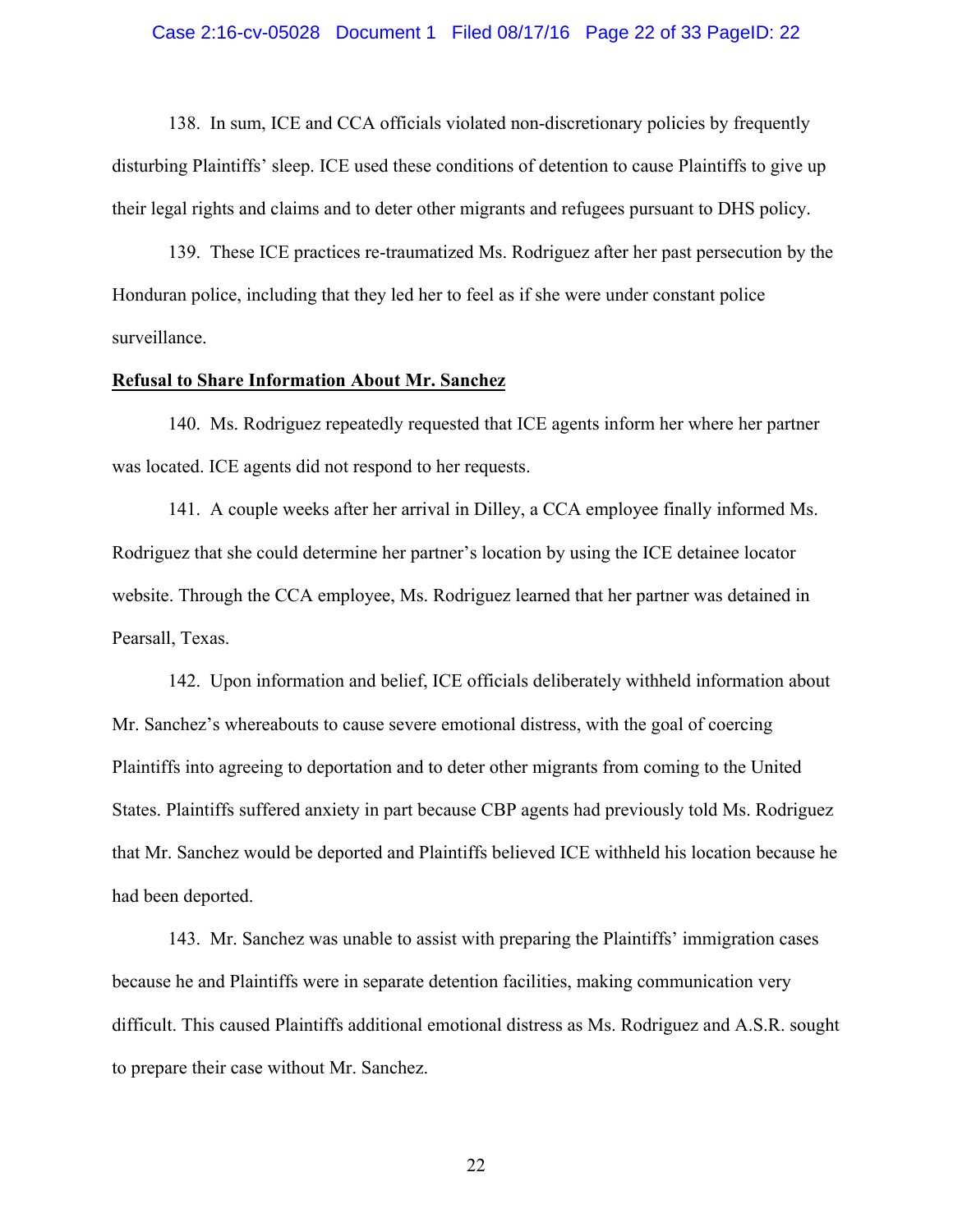138. In sum, ICE and CCA officials violated non-discretionary policies by frequently disturbing Plaintiffs' sleep. ICE used these conditions of detention to cause Plaintiffs to give up their legal rights and claims and to deter other migrants and refugees pursuant to DHS policy.

139. These ICE practices re-traumatized Ms. Rodriguez after her past persecution by the Honduran police, including that they led her to feel as if she were under constant police surveillance.

**Refusal to Share Information About Mr. Sanchez**

140. Ms. Rodriguez repeatedly requested that ICE agents inform her where her partner was located. ICE agents did not respond to her requests.

141. A couple weeks after her arrival in Dilley, a CCA employee finally informed Ms. Rodriguez that she could determine her partner's location by using the ICE detainee locator website. Through the CCA employee, Ms. Rodriguez learned that her partner was detained in Pearsall, Texas.

142. Upon information and belief, ICE officials deliberately withheld information about Mr. Sanchez's whereabouts to cause severe emotional distress, with the goal of coercing Plaintiffs into agreeing to deportation and to deter other migrants from coming to the United States. Plaintiffs suffered anxiety in part because CBP agents had previously told Ms. Rodriguez that Mr. Sanchez would be deported and Plaintiffs believed ICE withheld his location because he had been deported.

143. Mr. Sanchez was unable to assist with preparing the Plaintiffs' immigration cases because he and Plaintiffs were in separate detention facilities, making communication very difficult. This caused Plaintiffs additional emotional distress as Ms. Rodriguez and A.S.R. sought to prepare their case without Mr. Sanchez.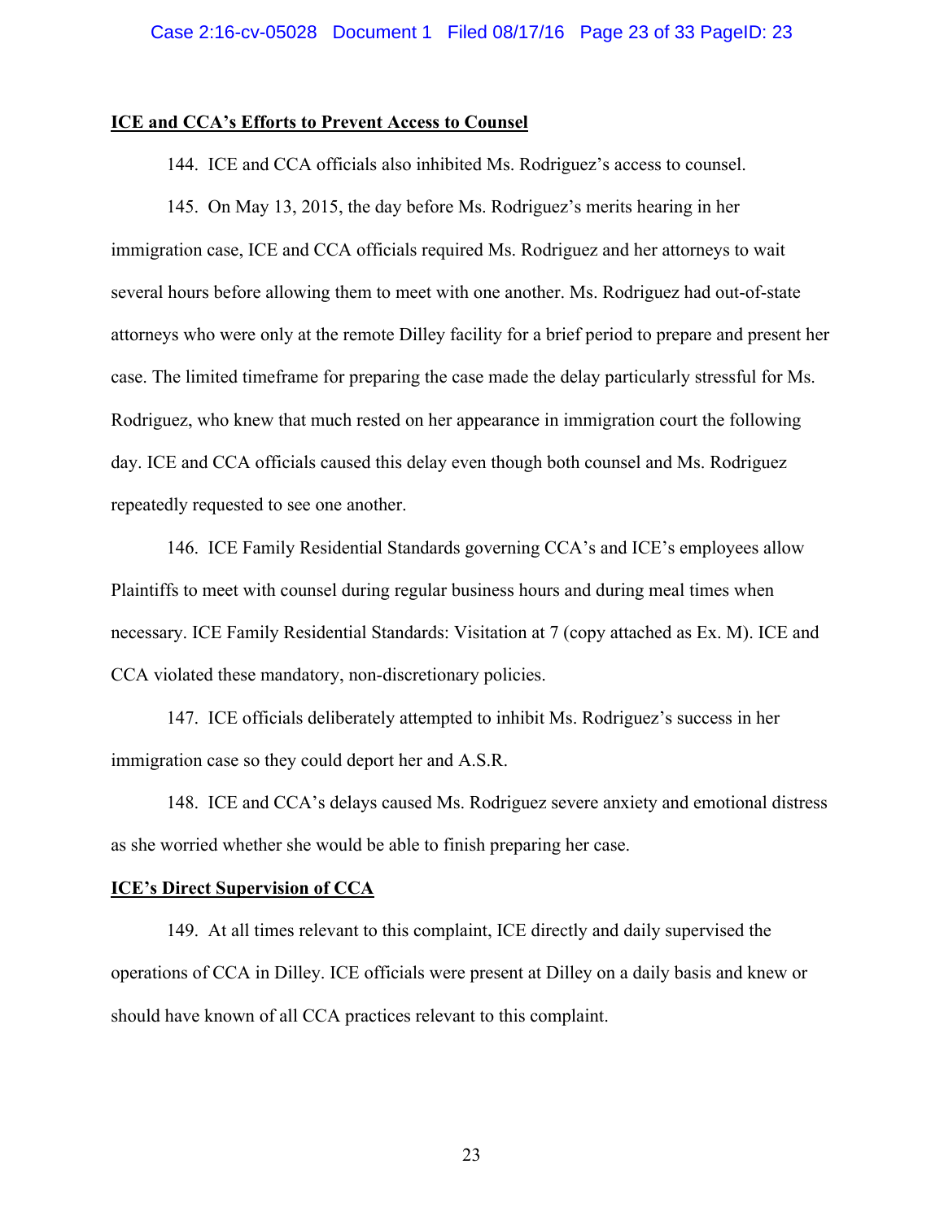**ICE and CCA's Efforts to Prevent Access to Counsel**

144. ICE and CCA officials also inhibited Ms. Rodriguez's access to counsel.

145. On May 13, 2015, the day before Ms. Rodriguez's merits hearing in her immigration case, ICE and CCA officials required Ms. Rodriguez and her attorneys to wait several hours before allowing them to meet with one another. Ms. Rodriguez had out-of-state attorneys who were only at the remote Dilley facility for a brief period to prepare and present her case. The limited timeframe for preparing the case made the delay particularly stressful for Ms. Rodriguez, who knew that much rested on her appearance in immigration court the following day. ICE and CCA officials caused this delay even though both counsel and Ms. Rodriguez repeatedly requested to see one another.

146. ICE Family Residential Standards governing CCA's and ICE's employees allow Plaintiffs to meet with counsel during regular business hours and during meal times when necessary. ICE Family Residential Standards: Visitation at 7 (copy attached as Ex. M). ICE and CCA violated these mandatory, non-discretionary policies.

147. ICE officials deliberately attempted to inhibit Ms. Rodriguez's success in her immigration case so they could deport her and A.S.R.

148. ICE and CCA's delays caused Ms. Rodriguez severe anxiety and emotional distress as she worried whether she would be able to finish preparing her case.

**ICE's Direct Supervision of CCA**

149. At all times relevant to this complaint, ICE directly and daily supervised the operations of CCA in Dilley. ICE officials were present at Dilley on a daily basis and knew or should have known of all CCA practices relevant to this complaint.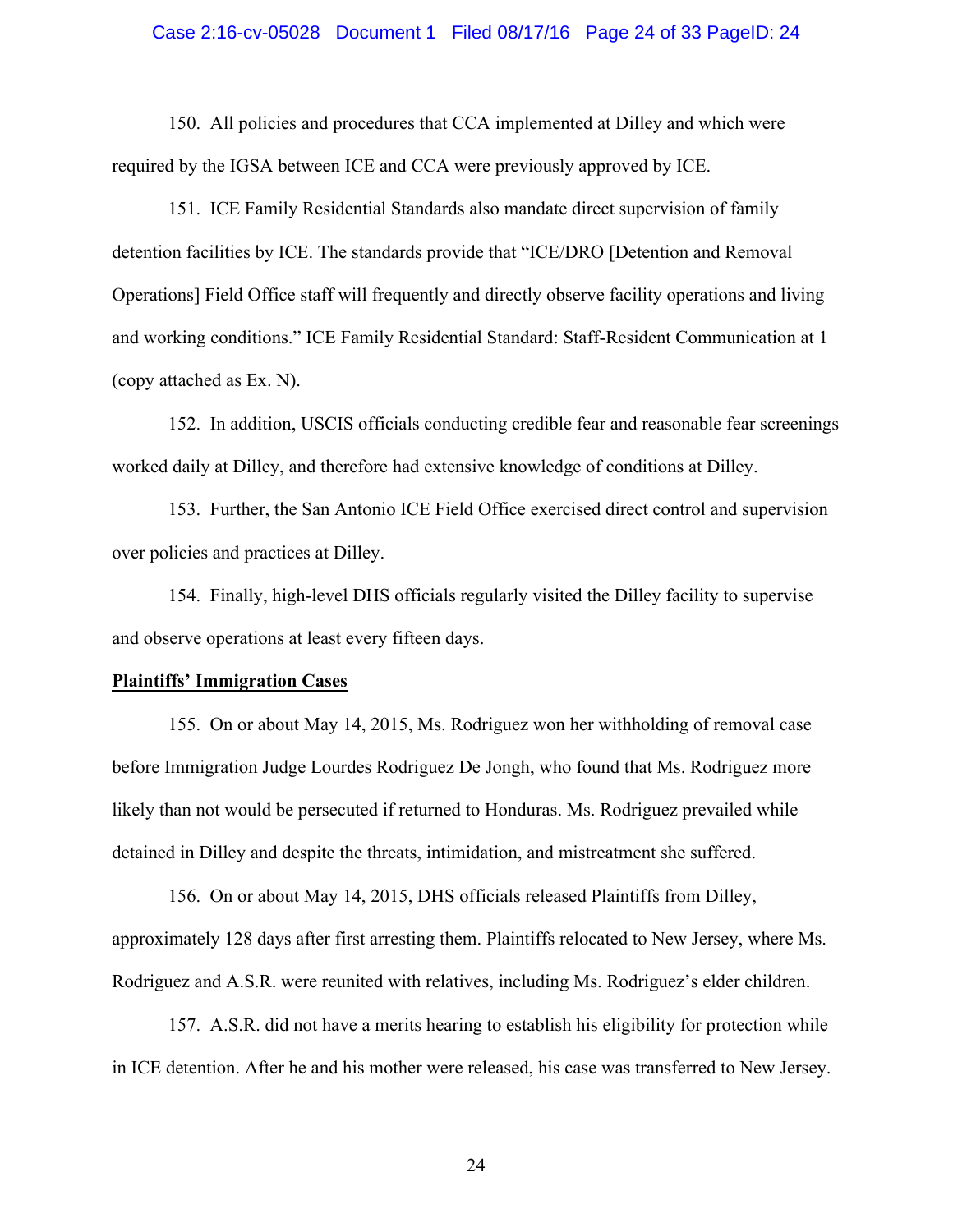150. All policies and procedures that CCA implemented at Dilley and which were required by the IGSA between ICE and CCA were previously approved by ICE.

151. ICE Family Residential Standards also mandate direct supervision of family detention facilities by ICE. The standards provide that "ICE/DRO [Detention and Removal Operations] Field Office staff will frequently and directly observe facility operations and living and working conditions." ICE Family Residential Standard: Staff-Resident Communication at 1 (copy attached as Ex. N).

152. In addition, USCIS officials conducting credible fear and reasonable fear screenings worked daily at Dilley, and therefore had extensive knowledge of conditions at Dilley.

153. Further, the San Antonio ICE Field Office exercised direct control and supervision over policies and practices at Dilley.

154. Finally, high-level DHS officials regularly visited the Dilley facility to supervise and observe operations at least every fifteen days.

**Plaintiffs' Immigration Cases**

155. On or about May 14, 2015, Ms. Rodriguez won her withholding of removal case before Immigration Judge Lourdes Rodriguez De Jongh, who found that Ms. Rodriguez more likely than not would be persecuted if returned to Honduras. Ms. Rodriguez prevailed while detained in Dilley and despite the threats, intimidation, and mistreatment she suffered.

156. On or about May 14, 2015, DHS officials released Plaintiffs from Dilley, approximately 128 days after first arresting them. Plaintiffs relocated to New Jersey, where Ms. Rodriguez and A.S.R. were reunited with relatives, including Ms. Rodriguez's elder children.

157. A.S.R. did not have a merits hearing to establish his eligibility for protection while in ICE detention. After he and his mother were released, his case was transferred to New Jersey.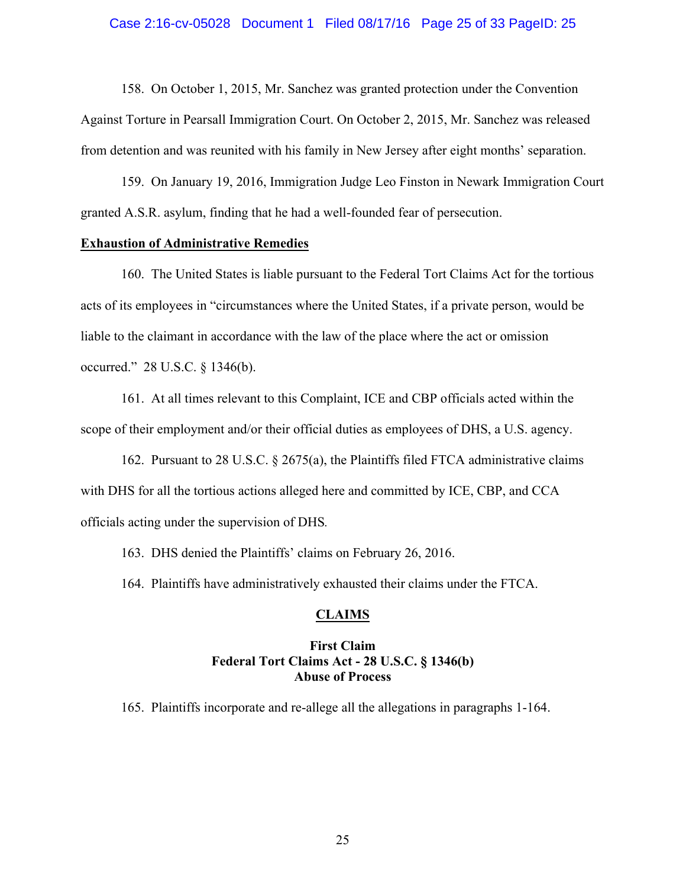158. On October 1, 2015, Mr. Sanchez was granted protection under the Convention Against Torture in Pearsall Immigration Court. On October 2, 2015, Mr. Sanchez was released from detention and was reunited with his family in New Jersey after eight months' separation.

159. On January 19, 2016, Immigration Judge Leo Finston in Newark Immigration Court granted A.S.R. asylum, finding that he had a well-founded fear of persecution.

**Exhaustion of Administrative Remedies**

160. The United States is liable pursuant to the Federal Tort Claims Act for the tortious acts of its employees in "circumstances where the United States, if a private person, would be liable to the claimant in accordance with the law of the place where the act or omission occurred." 28 U.S.C. § 1346(b).

161. At all times relevant to this Complaint, ICE and CBP officials acted within the scope of their employment and/or their official duties as employees of DHS, a U.S. agency.

162. Pursuant to 28 U.S.C. § 2675(a), the Plaintiffs filed FTCA administrative claims with DHS for all the tortious actions alleged here and committed by ICE, CBP, and CCA officials acting under the supervision of DHS.

163. DHS denied the Plaintiffs' claims on February 26, 2016.

164. Plaintiffs have administratively exhausted their claims under the FTCA.

## CLAIMS

### First Claim
### Federal Tort Claims Act - 28 U.S.C. § 1346(b)
### Abuse of Process

165. Plaintiffs incorporate and re-allege all the allegations in paragraphs 1-164.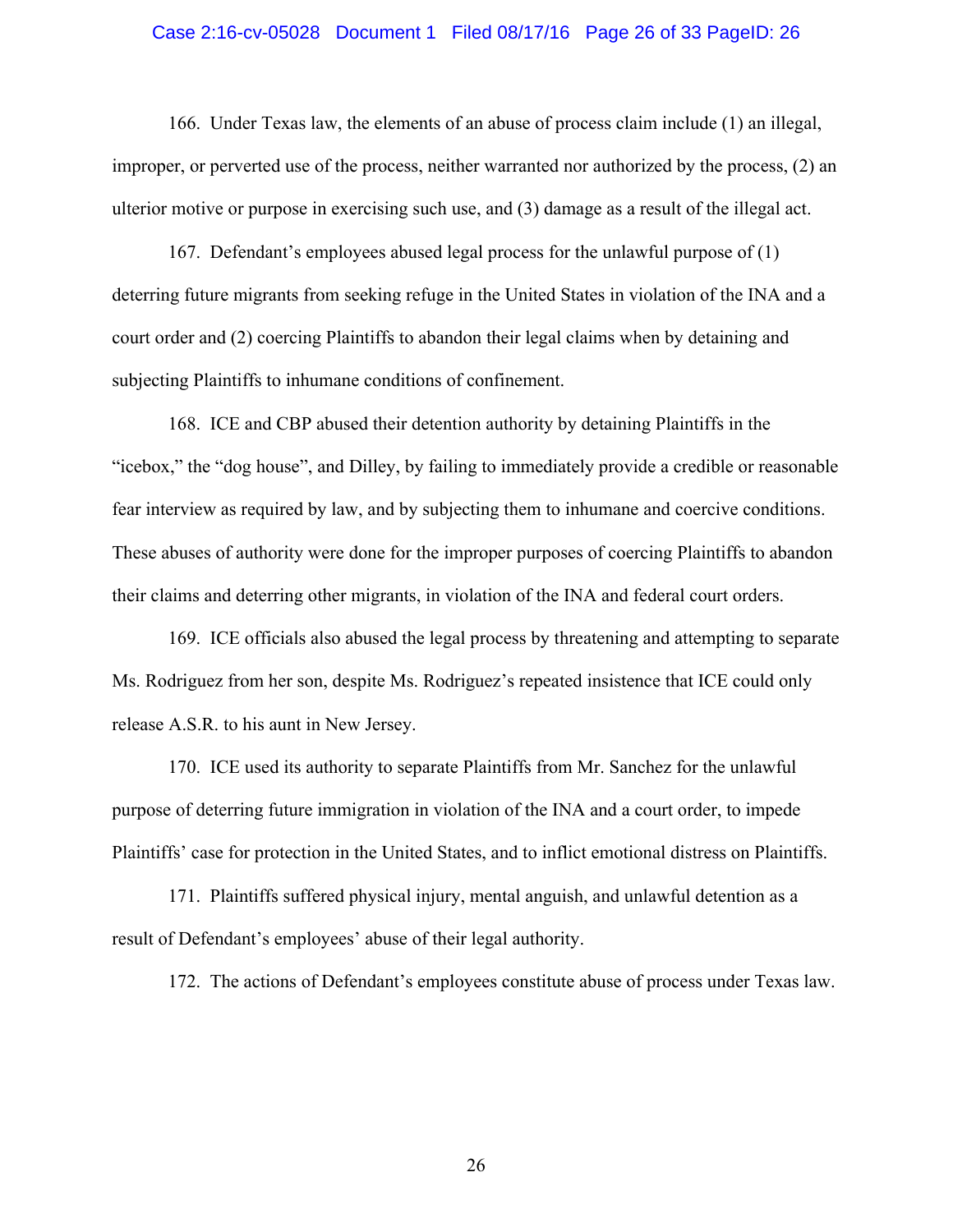166. Under Texas law, the elements of an abuse of process claim include (1) an illegal, improper, or perverted use of the process, neither warranted nor authorized by the process, (2) an ulterior motive or purpose in exercising such use, and (3) damage as a result of the illegal act.

167. Defendant's employees abused legal process for the unlawful purpose of (1) deterring future migrants from seeking refuge in the United States in violation of the INA and a court order and (2) coercing Plaintiffs to abandon their legal claims when by detaining and subjecting Plaintiffs to inhumane conditions of confinement.

168. ICE and CBP abused their detention authority by detaining Plaintiffs in the "icebox," the "dog house", and Dilley, by failing to immediately provide a credible or reasonable fear interview as required by law, and by subjecting them to inhumane and coercive conditions. These abuses of authority were done for the improper purposes of coercing Plaintiffs to abandon their claims and deterring other migrants, in violation of the INA and federal court orders.

169. ICE officials also abused the legal process by threatening and attempting to separate Ms. Rodriguez from her son, despite Ms. Rodriguez's repeated insistence that ICE could only release A.S.R. to his aunt in New Jersey.

170. ICE used its authority to separate Plaintiffs from Mr. Sanchez for the unlawful purpose of deterring future immigration in violation of the INA and a court order, to impede Plaintiffs' case for protection in the United States, and to inflict emotional distress on Plaintiffs.

171. Plaintiffs suffered physical injury, mental anguish, and unlawful detention as a result of Defendant's employees' abuse of their legal authority.

172. The actions of Defendant's employees constitute abuse of process under Texas law.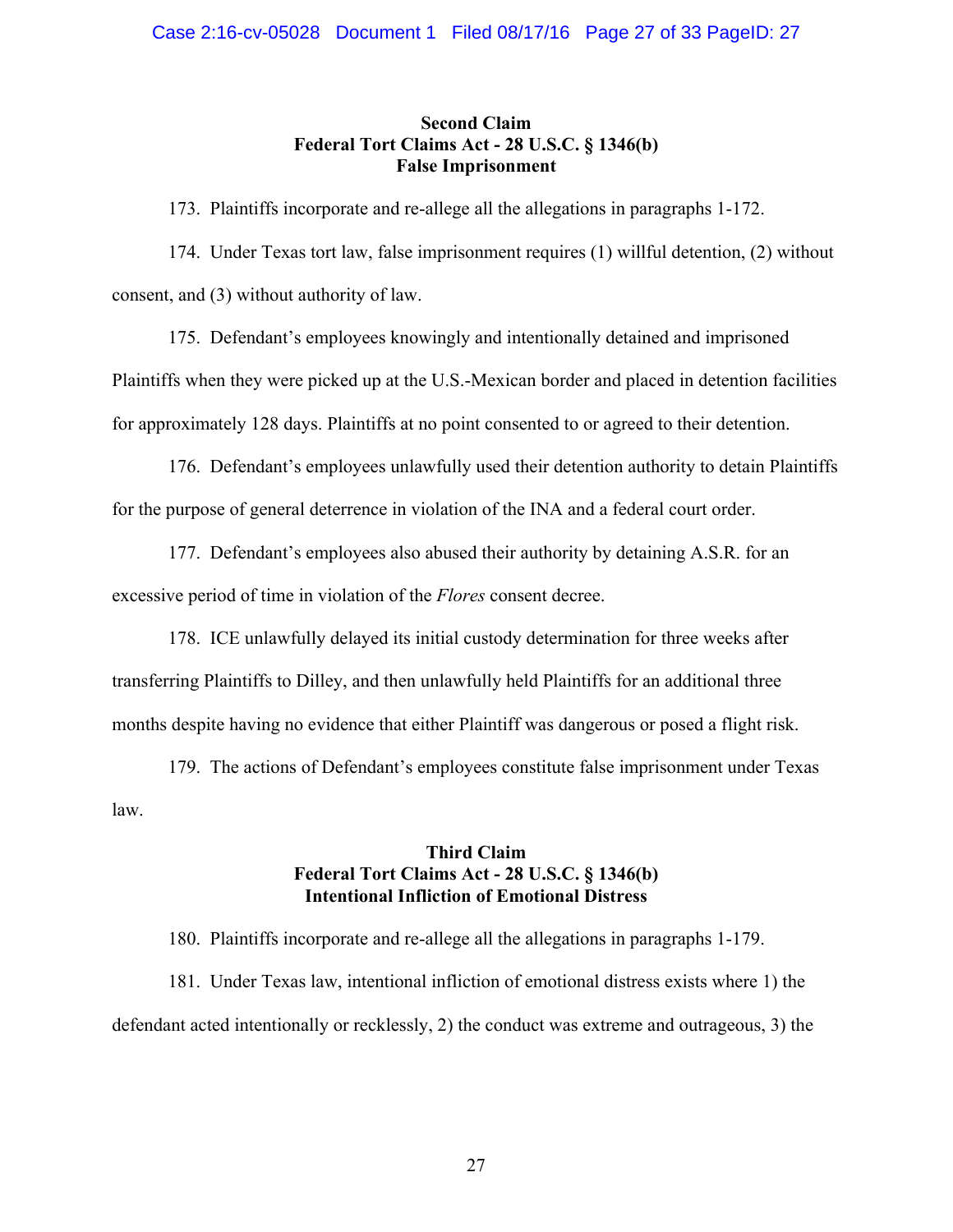**Second Claim**
**Federal Tort Claims Act - 28 U.S.C. § 1346(b)**
**False Imprisonment**

173. Plaintiffs incorporate and re-allege all the allegations in paragraphs 1-172.

174. Under Texas tort law, false imprisonment requires (1) willful detention, (2) without consent, and (3) without authority of law.

175. Defendant's employees knowingly and intentionally detained and imprisoned Plaintiffs when they were picked up at the U.S.-Mexican border and placed in detention facilities for approximately 128 days. Plaintiffs at no point consented to or agreed to their detention.

176. Defendant's employees unlawfully used their detention authority to detain Plaintiffs for the purpose of general deterrence in violation of the INA and a federal court order.

177. Defendant's employees also abused their authority by detaining A.S.R. for an excessive period of time in violation of the *Flores* consent decree.

178. ICE unlawfully delayed its initial custody determination for three weeks after transferring Plaintiffs to Dilley, and then unlawfully held Plaintiffs for an additional three months despite having no evidence that either Plaintiff was dangerous or posed a flight risk.

179. The actions of Defendant's employees constitute false imprisonment under Texas law.

**Third Claim**
**Federal Tort Claims Act - 28 U.S.C. § 1346(b)**
**Intentional Infliction of Emotional Distress**

180. Plaintiffs incorporate and re-allege all the allegations in paragraphs 1-179.

181. Under Texas law, intentional infliction of emotional distress exists where 1) the defendant acted intentionally or recklessly, 2) the conduct was extreme and outrageous, 3) the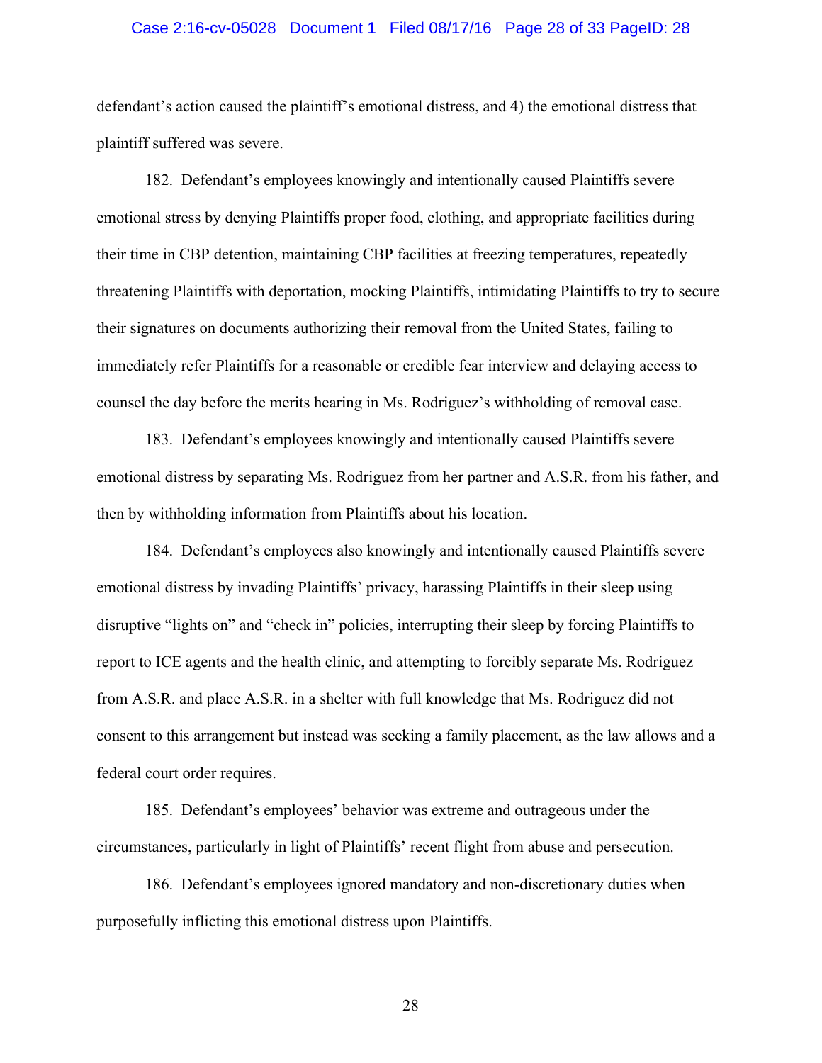defendant's action caused the plaintiff's emotional distress, and 4) the emotional distress that plaintiff suffered was severe.

182. Defendant's employees knowingly and intentionally caused Plaintiffs severe emotional stress by denying Plaintiffs proper food, clothing, and appropriate facilities during their time in CBP detention, maintaining CBP facilities at freezing temperatures, repeatedly threatening Plaintiffs with deportation, mocking Plaintiffs, intimidating Plaintiffs to try to secure their signatures on documents authorizing their removal from the United States, failing to immediately refer Plaintiffs for a reasonable or credible fear interview and delaying access to counsel the day before the merits hearing in Ms. Rodriguez's withholding of removal case.

183. Defendant's employees knowingly and intentionally caused Plaintiffs severe emotional distress by separating Ms. Rodriguez from her partner and A.S.R. from his father, and then by withholding information from Plaintiffs about his location.

184. Defendant's employees also knowingly and intentionally caused Plaintiffs severe emotional distress by invading Plaintiffs' privacy, harassing Plaintiffs in their sleep using disruptive "lights on" and "check in" policies, interrupting their sleep by forcing Plaintiffs to report to ICE agents and the health clinic, and attempting to forcibly separate Ms. Rodriguez from A.S.R. and place A.S.R. in a shelter with full knowledge that Ms. Rodriguez did not consent to this arrangement but instead was seeking a family placement, as the law allows and a federal court order requires.

185. Defendant's employees' behavior was extreme and outrageous under the circumstances, particularly in light of Plaintiffs' recent flight from abuse and persecution.

186. Defendant's employees ignored mandatory and non-discretionary duties when purposefully inflicting this emotional distress upon Plaintiffs.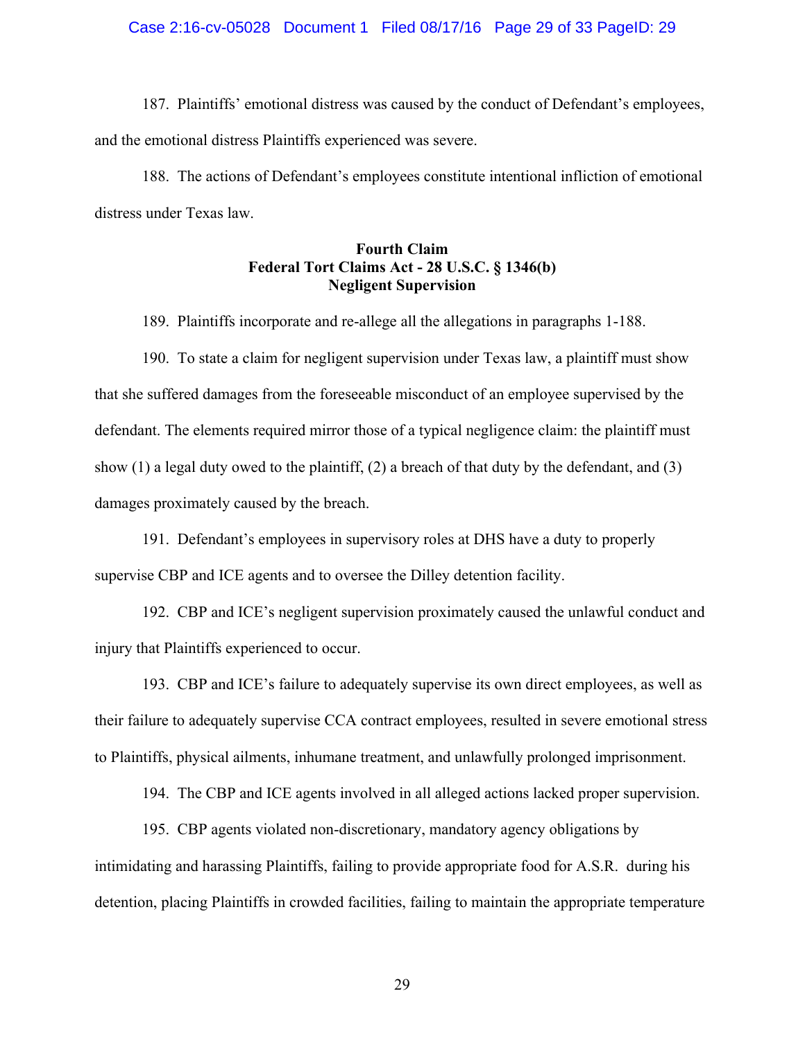187. Plaintiffs' emotional distress was caused by the conduct of Defendant's employees, and the emotional distress Plaintiffs experienced was severe.

188. The actions of Defendant's employees constitute intentional infliction of emotional distress under Texas law.

**Fourth Claim**
**Federal Tort Claims Act - 28 U.S.C. § 1346(b)**
**Negligent Supervision**

189. Plaintiffs incorporate and re-allege all the allegations in paragraphs 1-188.

190. To state a claim for negligent supervision under Texas law, a plaintiff must show that she suffered damages from the foreseeable misconduct of an employee supervised by the defendant. The elements required mirror those of a typical negligence claim: the plaintiff must show (1) a legal duty owed to the plaintiff, (2) a breach of that duty by the defendant, and (3) damages proximately caused by the breach.

191. Defendant's employees in supervisory roles at DHS have a duty to properly supervise CBP and ICE agents and to oversee the Dilley detention facility.

192. CBP and ICE's negligent supervision proximately caused the unlawful conduct and injury that Plaintiffs experienced to occur.

193. CBP and ICE's failure to adequately supervise its own direct employees, as well as their failure to adequately supervise CCA contract employees, resulted in severe emotional stress to Plaintiffs, physical ailments, inhumane treatment, and unlawfully prolonged imprisonment.

194. The CBP and ICE agents involved in all alleged actions lacked proper supervision.

195. CBP agents violated non-discretionary, mandatory agency obligations by intimidating and harassing Plaintiffs, failing to provide appropriate food for A.S.R. during his detention, placing Plaintiffs in crowded facilities, failing to maintain the appropriate temperature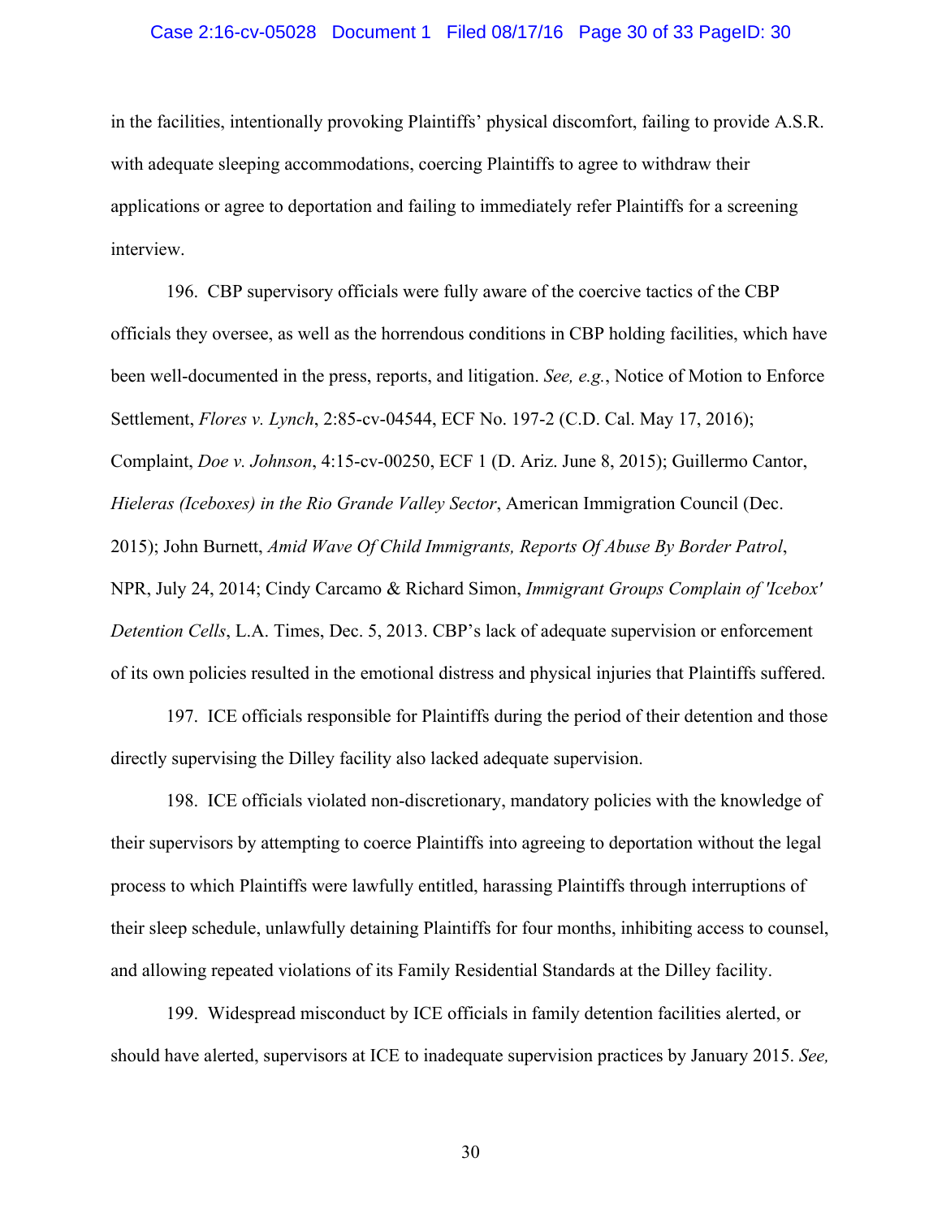in the facilities, intentionally provoking Plaintiffs' physical discomfort, failing to provide A.S.R. with adequate sleeping accommodations, coercing Plaintiffs to agree to withdraw their applications or agree to deportation and failing to immediately refer Plaintiffs for a screening interview.

196. CBP supervisory officials were fully aware of the coercive tactics of the CBP officials they oversee, as well as the horrendous conditions in CBP holding facilities, which have been well-documented in the press, reports, and litigation. *See, e.g.*, Notice of Motion to Enforce Settlement, *Flores v. Lynch*, 2:85-cv-04544, ECF No. 197-2 (C.D. Cal. May 17, 2016); Complaint, *Doe v. Johnson*, 4:15-cv-00250, ECF 1 (D. Ariz. June 8, 2015); Guillermo Cantor, *Hieleras (Iceboxes) in the Rio Grande Valley Sector*, American Immigration Council (Dec. 2015); John Burnett, *Amid Wave Of Child Immigrants, Reports Of Abuse By Border Patrol*, NPR, July 24, 2014; Cindy Carcamo & Richard Simon, *Immigrant Groups Complain of 'Icebox' Detention Cells*, L.A. Times, Dec. 5, 2013. CBP's lack of adequate supervision or enforcement of its own policies resulted in the emotional distress and physical injuries that Plaintiffs suffered.

197. ICE officials responsible for Plaintiffs during the period of their detention and those directly supervising the Dilley facility also lacked adequate supervision.

198. ICE officials violated non-discretionary, mandatory policies with the knowledge of their supervisors by attempting to coerce Plaintiffs into agreeing to deportation without the legal process to which Plaintiffs were lawfully entitled, harassing Plaintiffs through interruptions of their sleep schedule, unlawfully detaining Plaintiffs for four months, inhibiting access to counsel, and allowing repeated violations of its Family Residential Standards at the Dilley facility.

199. Widespread misconduct by ICE officials in family detention facilities alerted, or should have alerted, supervisors at ICE to inadequate supervision practices by January 2015. *See,*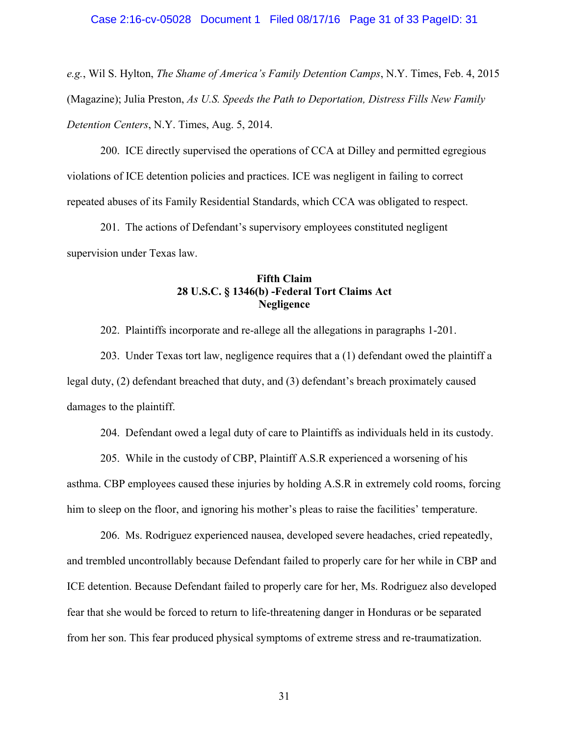*e.g.*, Wil S. Hylton, *The Shame of America's Family Detention Camps*, N.Y. Times, Feb. 4, 2015 (Magazine); Julia Preston, *As U.S. Speeds the Path to Deportation, Distress Fills New Family Detention Centers*, N.Y. Times, Aug. 5, 2014.

200. ICE directly supervised the operations of CCA at Dilley and permitted egregious violations of ICE detention policies and practices. ICE was negligent in failing to correct repeated abuses of its Family Residential Standards, which CCA was obligated to respect.

201. The actions of Defendant's supervisory employees constituted negligent supervision under Texas law.

**Fifth Claim**
**28 U.S.C. § 1346(b) -Federal Tort Claims Act**
**Negligence**

202. Plaintiffs incorporate and re-allege all the allegations in paragraphs 1-201.

203. Under Texas tort law, negligence requires that a (1) defendant owed the plaintiff a legal duty, (2) defendant breached that duty, and (3) defendant's breach proximately caused damages to the plaintiff.

204. Defendant owed a legal duty of care to Plaintiffs as individuals held in its custody.

205. While in the custody of CBP, Plaintiff A.S.R experienced a worsening of his asthma. CBP employees caused these injuries by holding A.S.R in extremely cold rooms, forcing him to sleep on the floor, and ignoring his mother's pleas to raise the facilities' temperature.

206. Ms. Rodriguez experienced nausea, developed severe headaches, cried repeatedly, and trembled uncontrollably because Defendant failed to properly care for her while in CBP and ICE detention. Because Defendant failed to properly care for her, Ms. Rodriguez also developed fear that she would be forced to return to life-threatening danger in Honduras or be separated from her son. This fear produced physical symptoms of extreme stress and re-traumatization.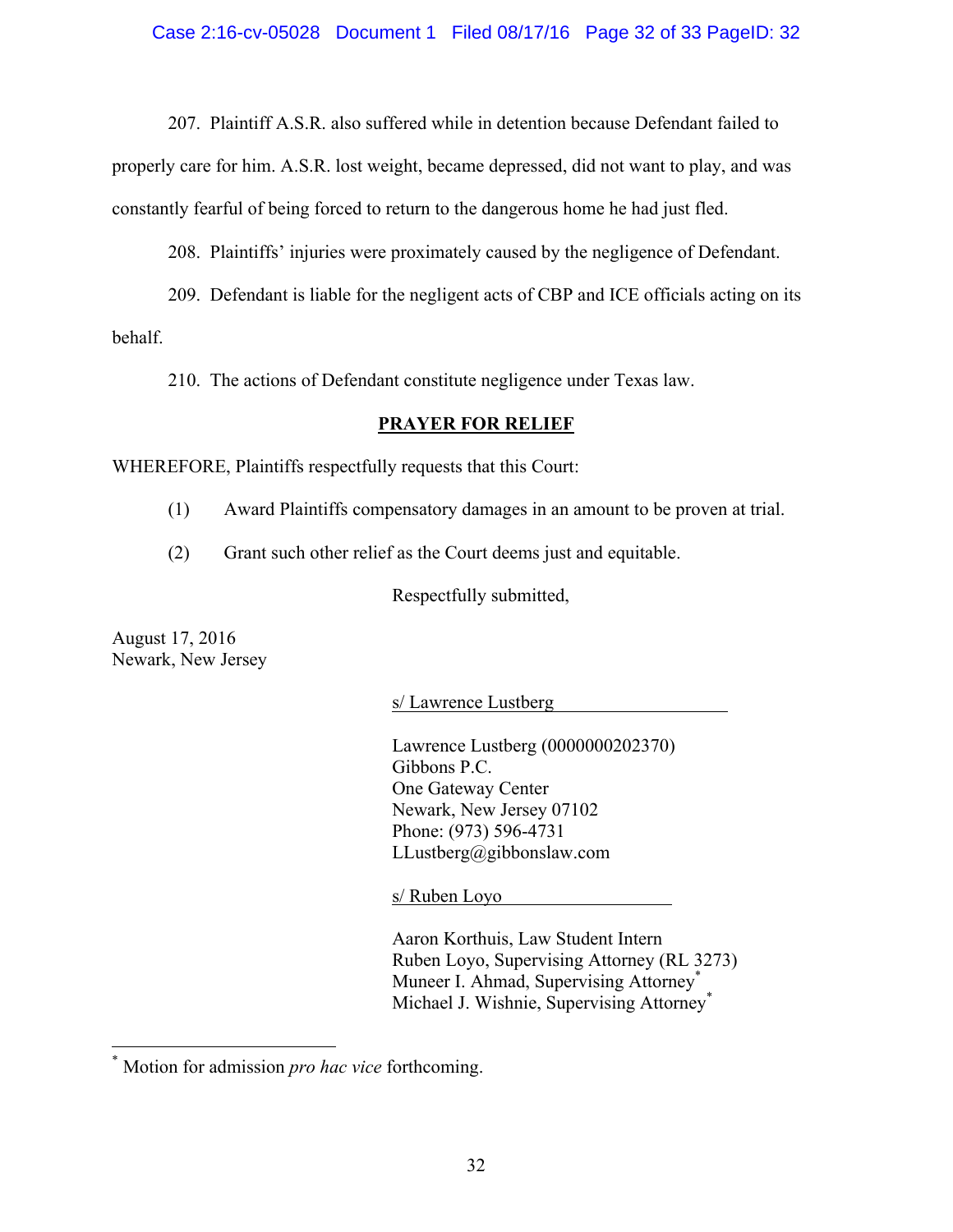207. Plaintiff A.S.R. also suffered while in detention because Defendant failed to properly care for him. A.S.R. lost weight, became depressed, did not want to play, and was constantly fearful of being forced to return to the dangerous home he had just fled.

208. Plaintiffs' injuries were proximately caused by the negligence of Defendant.

209. Defendant is liable for the negligent acts of CBP and ICE officials acting on its behalf.

210. The actions of Defendant constitute negligence under Texas law.

## PRAYER FOR RELIEF

WHEREFORE, Plaintiffs respectfully requests that this Court:

(1) Award Plaintiffs compensatory damages in an amount to be proven at trial.

(2) Grant such other relief as the Court deems just and equitable.

Respectfully submitted,

August 17, 2016
Newark, New Jersey

s/ Lawrence Lustberg

Lawrence Lustberg (0000000202370)
Gibbons P.C.
One Gateway Center
Newark, New Jersey 07102
Phone: (973) 596-4731
LLustberg@gibbonslaw.com

s/ Ruben Loyo

Aaron Korthuis, Law Student Intern
Ruben Loyo, Supervising Attorney (RL 3273)
Muneer I. Ahmad, Supervising Attorney*
Michael J. Wishnie, Supervising Attorney*

* Motion for admission *pro hac vice* forthcoming.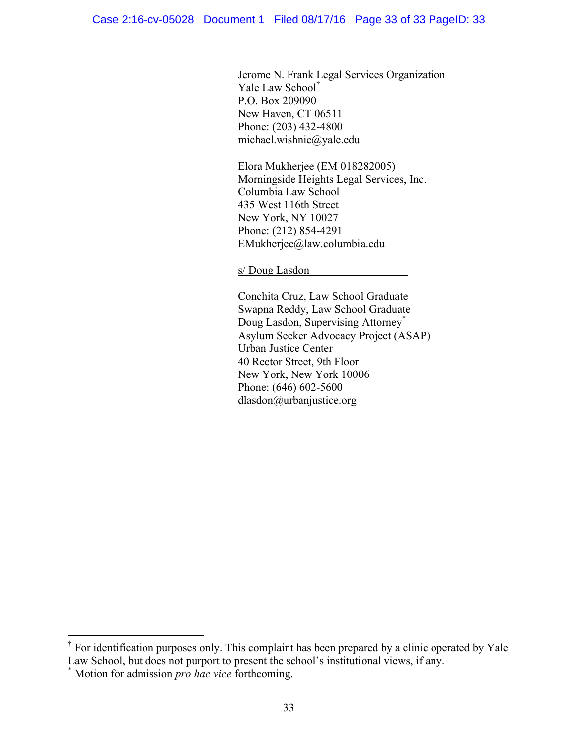Jerome N. Frank Legal Services Organization
Yale Law School[†]
P.O. Box 209090
New Haven, CT 06511
Phone: (203) 432-4800
michael.wishnie@yale.edu

Elora Mukherjee (EM 018282005)
Morningside Heights Legal Services, Inc.
Columbia Law School
435 West 116th Street
New York, NY 10027
Phone: (212) 854-4291
EMukherjee@law.columbia.edu

s/ Doug Lasdon

Conchita Cruz, Law School Graduate
Swapna Reddy, Law School Graduate
Doug Lasdon, Supervising Attorney[*]
Asylum Seeker Advocacy Project (ASAP)
Urban Justice Center
40 Rector Street, 9th Floor
New York, New York 10006
Phone: (646) 602-5600
dlasdon@urbanjustice.org

---

[†] For identification purposes only. This complaint has been prepared by a clinic operated by Yale Law School, but does not purport to present the school's institutional views, if any.

[*] Motion for admission *pro hac vice* forthcoming.